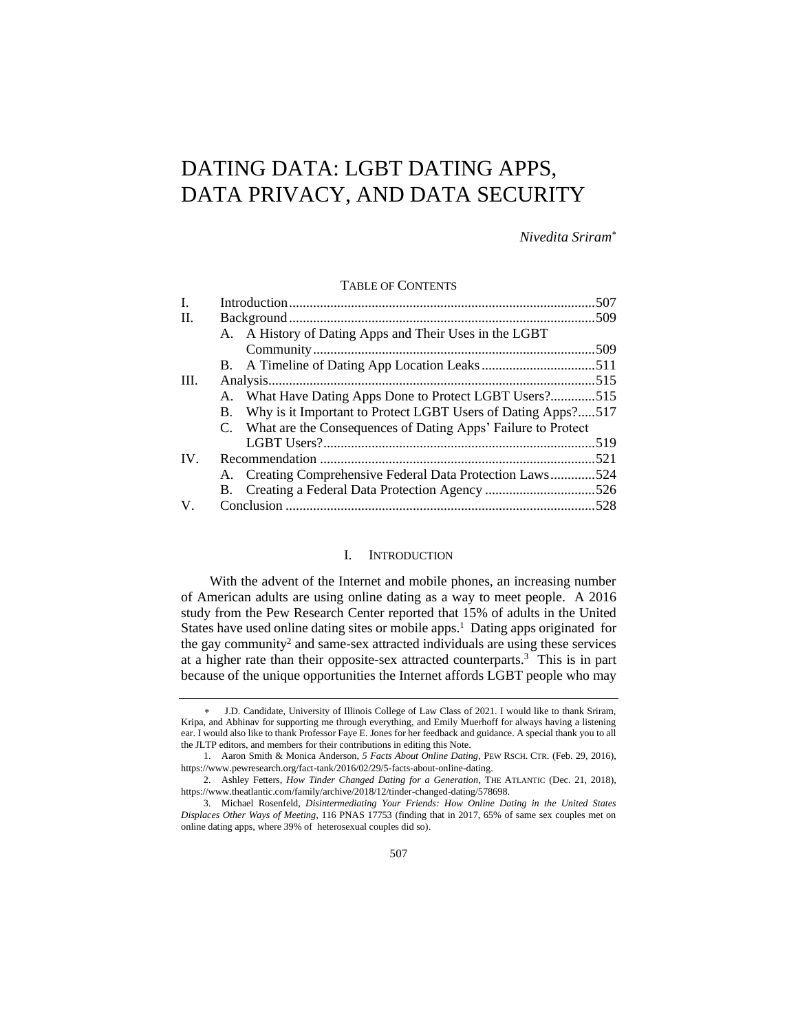# DATING DATA: LGBT DATING APPS, DATA PRIVACY, AND DATA SECURITY

*Nivedita Sriram*[*]

TABLE OF CONTENTS

| | | |
|---|---|---|
| I. | Introduction | 507 |
| II. | Background | 509 |
| | A. A History of Dating Apps and Their Uses in the LGBT Community | 509 |
| | B. A Timeline of Dating App Location Leaks | 511 |
| III. | Analysis | 515 |
| | A. What Have Dating Apps Done to Protect LGBT Users? | 515 |
| | B. Why is it Important to Protect LGBT Users of Dating Apps? | 517 |
| | C. What are the Consequences of Dating Apps' Failure to Protect LGBT Users? | 519 |
| IV. | Recommendation | 521 |
| | A. Creating Comprehensive Federal Data Protection Laws | 524 |
| | B. Creating a Federal Data Protection Agency | 526 |
| V. | Conclusion | 528 |

## I. INTRODUCTION

With the advent of the Internet and mobile phones, an increasing number of American adults are using online dating as a way to meet people. A 2016 study from the Pew Research Center reported that 15% of adults in the United States have used online dating sites or mobile apps.[1] Dating apps originated for the gay community[2] and same-sex attracted individuals are using these services at a higher rate than their opposite-sex attracted counterparts.[3] This is in part because of the unique opportunities the Internet affords LGBT people who may

---

[*] J.D. Candidate, University of Illinois College of Law Class of 2021. I would like to thank Sriram, Kripa, and Abhinav for supporting me through everything, and Emily Muerhoff for always having a listening ear. I would also like to thank Professor Faye E. Jones for her feedback and guidance. A special thank you to all the JLTP editors, and members for their contributions in editing this Note.

1. Aaron Smith & Monica Anderson, *5 Facts About Online Dating*, PEW RSCH. CTR. (Feb. 29, 2016), https://www.pewresearch.org/fact-tank/2016/02/29/5-facts-about-online-dating.

2. Ashley Fetters, *How Tinder Changed Dating for a Generation*, THE ATLANTIC (Dec. 21, 2018), https://www.theatlantic.com/family/archive/2018/12/tinder-changed-dating/578698.

3. Michael Rosenfeld, *Disintermediating Your Friends: How Online Dating in the United States Displaces Other Ways of Meeting*, 116 PNAS 17753 (finding that in 2017, 65% of same sex couples met on online dating apps, where 39% of heterosexual couples did so).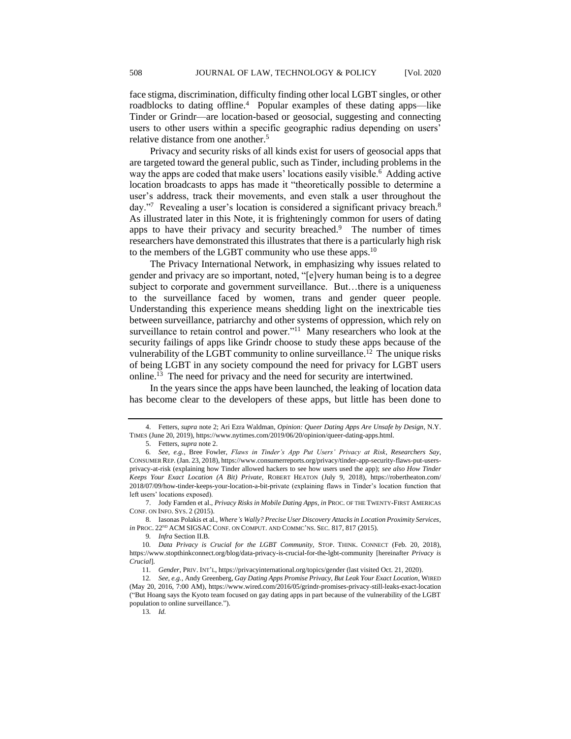face stigma, discrimination, difficulty finding other local LGBT singles, or other roadblocks to dating offline.[4] Popular examples of these dating apps—like Tinder or Grindr—are location-based or geosocial, suggesting and connecting users to other users within a specific geographic radius depending on users' relative distance from one another.[5]

Privacy and security risks of all kinds exist for users of geosocial apps that are targeted toward the general public, such as Tinder, including problems in the way the apps are coded that make users' locations easily visible.[6] Adding active location broadcasts to apps has made it "theoretically possible to determine a user's address, track their movements, and even stalk a user throughout the day."[7] Revealing a user's location is considered a significant privacy breach.[8] As illustrated later in this Note, it is frighteningly common for users of dating apps to have their privacy and security breached.[9] The number of times researchers have demonstrated this illustrates that there is a particularly high risk to the members of the LGBT community who use these apps.[10]

The Privacy International Network, in emphasizing why issues related to gender and privacy are so important, noted, "[e]very human being is to a degree subject to corporate and government surveillance. But…there is a uniqueness to the surveillance faced by women, trans and gender queer people. Understanding this experience means shedding light on the inextricable ties between surveillance, patriarchy and other systems of oppression, which rely on surveillance to retain control and power."[11] Many researchers who look at the security failings of apps like Grindr choose to study these apps because of the vulnerability of the LGBT community to online surveillance.[12] The unique risks of being LGBT in any society compound the need for privacy for LGBT users online.[13] The need for privacy and the need for security are intertwined.

In the years since the apps have been launched, the leaking of location data has become clear to the developers of these apps, but little has been done to

---

4. Fetters, *supra* note 2; Ari Ezra Waldman, *Opinion: Queer Dating Apps Are Unsafe by Design*, N.Y. TIMES (June 20, 2019), https://www.nytimes.com/2019/06/20/opinion/queer-dating-apps.html.

5. Fetters, *supra* note 2.

6. *See, e.g.*, Bree Fowler, *Flaws in Tinder's App Put Users' Privacy at Risk, Researchers Say*, CONSUMER REP. (Jan. 23, 2018), https://www.consumerreports.org/privacy/tinder-app-security-flaws-put-users-privacy-at-risk (explaining how Tinder allowed hackers to see how users used the app); *see also How Tinder Keeps Your Exact Location (A Bit) Private*, ROBERT HEATON (July 9, 2018), https://robertheaton.com/2018/07/09/how-tinder-keeps-your-location-a-bit-private (explaining flaws in Tinder's location function that left users' locations exposed).

7. Jody Farnden et al., *Privacy Risks in Mobile Dating Apps*, *in* PROC. OF THE TWENTY-FIRST AMERICAS CONF. ON INFO. SYS. 2 (2015).

8. Iasonas Polakis et al., *Where's Wally? Precise User Discovery Attacks in Location Proximity Services*, *in* PROC. 22ND ACM SIGSAC CONF. ON COMPUT. AND COMMC'NS. SEC. 817, 817 (2015).

9. *Infra* Section II.B.

10. *Data Privacy is Crucial for the LGBT Community*, STOP. THINK. CONNECT (Feb. 20, 2018), https://www.stopthinkconnect.org/blog/data-privacy-is-crucial-for-the-lgbt-community [hereinafter *Privacy is Crucial*].

11. *Gender*, PRIV. INT'L, https://privacyinternational.org/topics/gender (last visited Oct. 21, 2020).

12. *See, e.g.*, Andy Greenberg, *Gay Dating Apps Promise Privacy, But Leak Your Exact Location*, WIRED (May 20, 2016, 7:00 AM), https://www.wired.com/2016/05/grindr-promises-privacy-still-leaks-exact-location ("But Hoang says the Kyoto team focused on gay dating apps in part because of the vulnerability of the LGBT population to online surveillance.").

13. *Id.*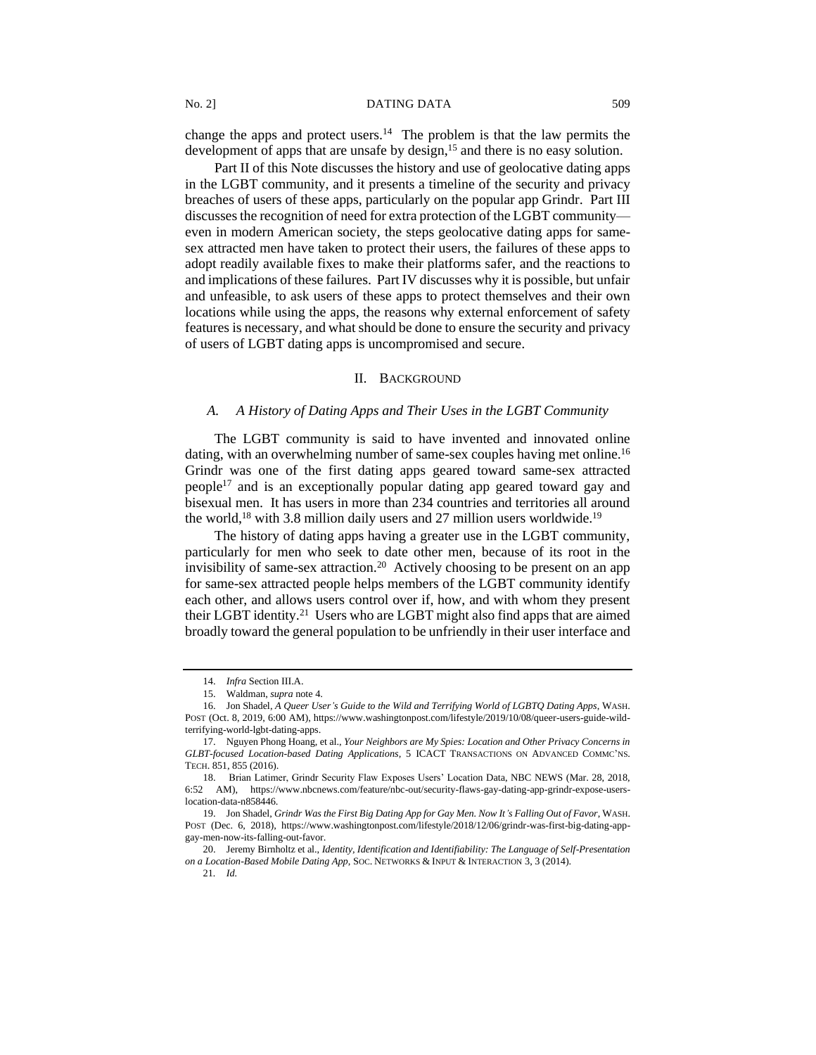change the apps and protect users.[14] The problem is that the law permits the development of apps that are unsafe by design,[15] and there is no easy solution.

Part II of this Note discusses the history and use of geolocative dating apps in the LGBT community, and it presents a timeline of the security and privacy breaches of users of these apps, particularly on the popular app Grindr. Part III discusses the recognition of need for extra protection of the LGBT community—even in modern American society, the steps geolocative dating apps for same-sex attracted men have taken to protect their users, the failures of these apps to adopt readily available fixes to make their platforms safer, and the reactions to and implications of these failures. Part IV discusses why it is possible, but unfair and unfeasible, to ask users of these apps to protect themselves and their own locations while using the apps, the reasons why external enforcement of safety features is necessary, and what should be done to ensure the security and privacy of users of LGBT dating apps is uncompromised and secure.

## II. Background

### *A. A History of Dating Apps and Their Uses in the LGBT Community*

The LGBT community is said to have invented and innovated online dating, with an overwhelming number of same-sex couples having met online.[16] Grindr was one of the first dating apps geared toward same-sex attracted people[17] and is an exceptionally popular dating app geared toward gay and bisexual men. It has users in more than 234 countries and territories all around the world,[18] with 3.8 million daily users and 27 million users worldwide.[19]

The history of dating apps having a greater use in the LGBT community, particularly for men who seek to date other men, because of its root in the invisibility of same-sex attraction.[20] Actively choosing to be present on an app for same-sex attracted people helps members of the LGBT community identify each other, and allows users control over if, how, and with whom they present their LGBT identity.[21] Users who are LGBT might also find apps that are aimed broadly toward the general population to be unfriendly in their user interface and

---

14. *Infra* Section III.A.

15. Waldman, *supra* note 4.

16. Jon Shadel, *A Queer User's Guide to the Wild and Terrifying World of LGBTQ Dating Apps*, WASH. POST (Oct. 8, 2019, 6:00 AM), https://www.washingtonpost.com/lifestyle/2019/10/08/queer-users-guide-wild-terrifying-world-lgbt-dating-apps.

17. Nguyen Phong Hoang, et al., *Your Neighbors are My Spies: Location and Other Privacy Concerns in GLBT-focused Location-based Dating Applications*, 5 ICACT TRANSACTIONS ON ADVANCED COMMC'NS. TECH. 851, 855 (2016).

18. Brian Latimer, Grindr Security Flaw Exposes Users' Location Data, NBC NEWS (Mar. 28, 2018, 6:52 AM), https://www.nbcnews.com/feature/nbc-out/security-flaws-gay-dating-app-grindr-expose-users-location-data-n858446.

19. Jon Shadel, *Grindr Was the First Big Dating App for Gay Men. Now It's Falling Out of Favor*, WASH. POST (Dec. 6, 2018), https://www.washingtonpost.com/lifestyle/2018/12/06/grindr-was-first-big-dating-app-gay-men-now-its-falling-out-favor.

20. Jeremy Birnholtz et al., *Identity, Identification and Identifiability: The Language of Self-Presentation on a Location-Based Mobile Dating App*, SOC. NETWORKS & INPUT & INTERACTION 3, 3 (2014).

21. *Id.*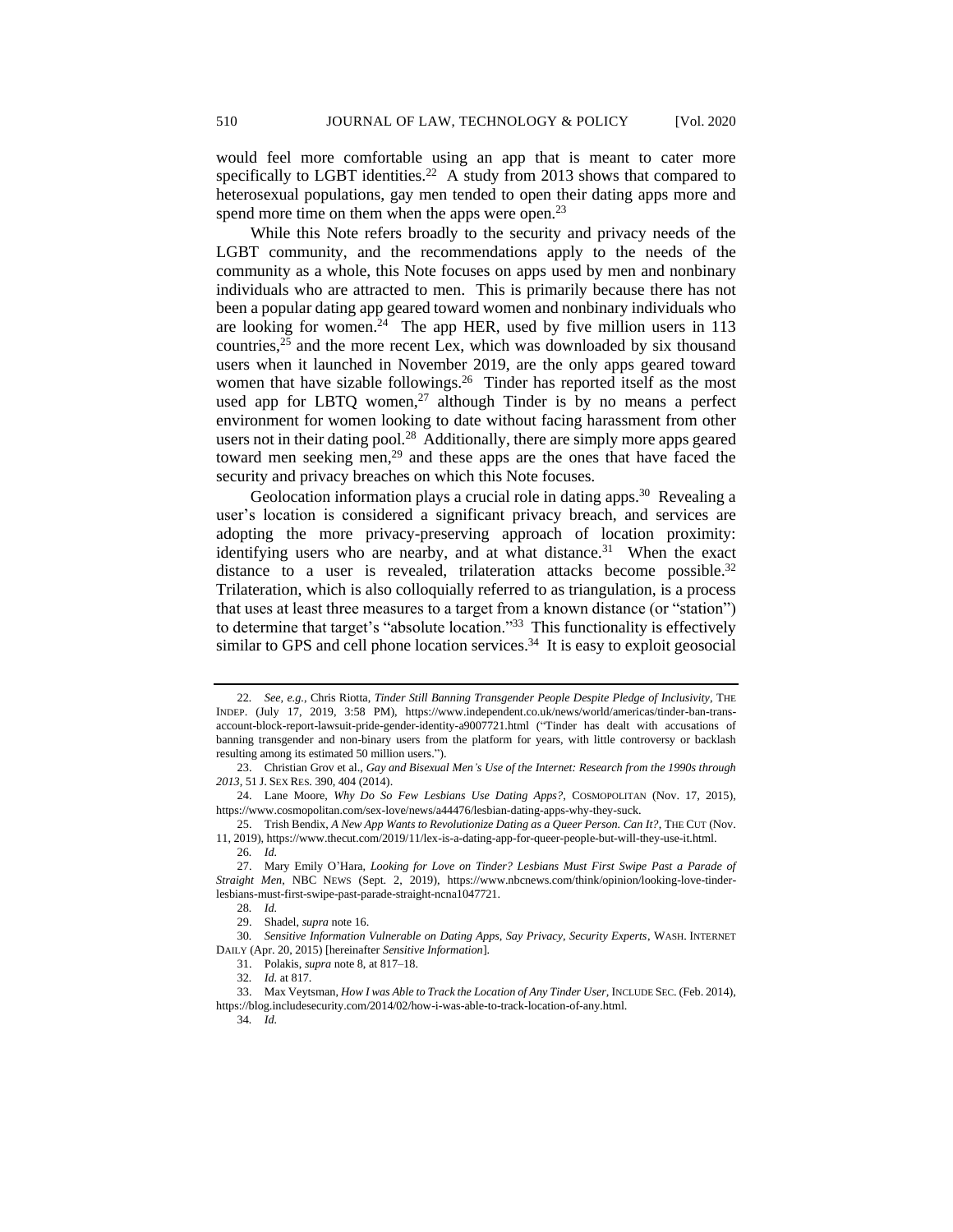would feel more comfortable using an app that is meant to cater more specifically to LGBT identities.[22] A study from 2013 shows that compared to heterosexual populations, gay men tended to open their dating apps more and spend more time on them when the apps were open.[23]

While this Note refers broadly to the security and privacy needs of the LGBT community, and the recommendations apply to the needs of the community as a whole, this Note focuses on apps used by men and nonbinary individuals who are attracted to men. This is primarily because there has not been a popular dating app geared toward women and nonbinary individuals who are looking for women.[24] The app HER, used by five million users in 113 countries,[25] and the more recent Lex, which was downloaded by six thousand users when it launched in November 2019, are the only apps geared toward women that have sizable followings.[26] Tinder has reported itself as the most used app for LBTQ women,[27] although Tinder is by no means a perfect environment for women looking to date without facing harassment from other users not in their dating pool.[28] Additionally, there are simply more apps geared toward men seeking men,[29] and these apps are the ones that have faced the security and privacy breaches on which this Note focuses.

Geolocation information plays a crucial role in dating apps.[30] Revealing a user's location is considered a significant privacy breach, and services are adopting the more privacy-preserving approach of location proximity: identifying users who are nearby, and at what distance.[31] When the exact distance to a user is revealed, trilateration attacks become possible.[32] Trilateration, which is also colloquially referred to as triangulation, is a process that uses at least three measures to a target from a known distance (or "station") to determine that target's "absolute location."[33] This functionality is effectively similar to GPS and cell phone location services.[34] It is easy to exploit geosocial

---

22. *See, e.g.*, Chris Riotta, *Tinder Still Banning Transgender People Despite Pledge of Inclusivity*, THE INDEP. (July 17, 2019, 3:58 PM), https://www.independent.co.uk/news/world/americas/tinder-ban-trans-account-block-report-lawsuit-pride-gender-identity-a9007721.html ("Tinder has dealt with accusations of banning transgender and non-binary users from the platform for years, with little controversy or backlash resulting among its estimated 50 million users.").

23. Christian Grov et al., *Gay and Bisexual Men's Use of the Internet: Research from the 1990s through 2013*, 51 J. SEX RES. 390, 404 (2014).

24. Lane Moore, *Why Do So Few Lesbians Use Dating Apps?*, COSMOPOLITAN (Nov. 17, 2015), https://www.cosmopolitan.com/sex-love/news/a44476/lesbian-dating-apps-why-they-suck.

25. Trish Bendix, *A New App Wants to Revolutionize Dating as a Queer Person. Can It?*, THE CUT (Nov. 11, 2019), https://www.thecut.com/2019/11/lex-is-a-dating-app-for-queer-people-but-will-they-use-it.html.

26. *Id.*

27. Mary Emily O'Hara, *Looking for Love on Tinder? Lesbians Must First Swipe Past a Parade of Straight Men*, NBC NEWS (Sept. 2, 2019), https://www.nbcnews.com/think/opinion/looking-love-tinder-lesbians-must-first-swipe-past-parade-straight-ncna1047721.

28. *Id.*

29. Shadel, *supra* note 16.

30. *Sensitive Information Vulnerable on Dating Apps, Say Privacy, Security Experts*, WASH. INTERNET DAILY (Apr. 20, 2015) [hereinafter *Sensitive Information*].

31. Polakis, *supra* note 8, at 817–18.

32. *Id.* at 817.

33. Max Veytsman, *How I was Able to Track the Location of Any Tinder User*, INCLUDE SEC. (Feb. 2014), https://blog.includesecurity.com/2014/02/how-i-was-able-to-track-location-of-any.html.

34. *Id.*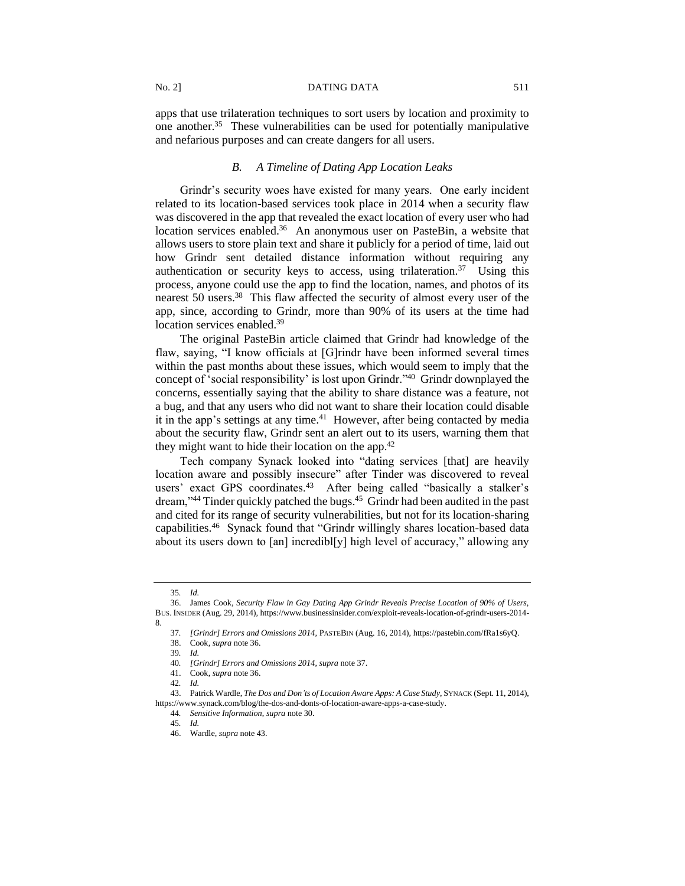apps that use trilateration techniques to sort users by location and proximity to one another.[35] These vulnerabilities can be used for potentially manipulative and nefarious purposes and can create dangers for all users.

### *B. A Timeline of Dating App Location Leaks*

Grindr's security woes have existed for many years. One early incident related to its location-based services took place in 2014 when a security flaw was discovered in the app that revealed the exact location of every user who had location services enabled.[36] An anonymous user on PasteBin, a website that allows users to store plain text and share it publicly for a period of time, laid out how Grindr sent detailed distance information without requiring any authentication or security keys to access, using trilateration.[37] Using this process, anyone could use the app to find the location, names, and photos of its nearest 50 users.[38] This flaw affected the security of almost every user of the app, since, according to Grindr, more than 90% of its users at the time had location services enabled.[39]

The original PasteBin article claimed that Grindr had knowledge of the flaw, saying, "I know officials at [G]rindr have been informed several times within the past months about these issues, which would seem to imply that the concept of 'social responsibility' is lost upon Grindr."[40] Grindr downplayed the concerns, essentially saying that the ability to share distance was a feature, not a bug, and that any users who did not want to share their location could disable it in the app's settings at any time.[41] However, after being contacted by media about the security flaw, Grindr sent an alert out to its users, warning them that they might want to hide their location on the app.[42]

Tech company Synack looked into "dating services [that] are heavily location aware and possibly insecure" after Tinder was discovered to reveal users' exact GPS coordinates.[43] After being called "basically a stalker's dream,"[44] Tinder quickly patched the bugs.[45] Grindr had been audited in the past and cited for its range of security vulnerabilities, but not for its location-sharing capabilities.[46] Synack found that "Grindr willingly shares location-based data about its users down to [an] incredibl[y] high level of accuracy," allowing any

---

35. *Id.*

36. James Cook, *Security Flaw in Gay Dating App Grindr Reveals Precise Location of 90% of Users*, BUS. INSIDER (Aug. 29, 2014), https://www.businessinsider.com/exploit-reveals-location-of-grindr-users-2014-8.

37. *[Grindr] Errors and Omissions 2014*, PASTEBIN (Aug. 16, 2014), https://pastebin.com/fRa1s6yQ.

38. Cook, *supra* note 36.

39. *Id.*

40. *[Grindr] Errors and Omissions 2014*, *supra* note 37.

41. Cook, *supra* note 36.

42. *Id.*

43. Patrick Wardle, *The Dos and Don'ts of Location Aware Apps: A Case Study*, SYNACK (Sept. 11, 2014), https://www.synack.com/blog/the-dos-and-donts-of-location-aware-apps-a-case-study.

44. *Sensitive Information*, *supra* note 30.

45. *Id.*

46. Wardle, *supra* note 43.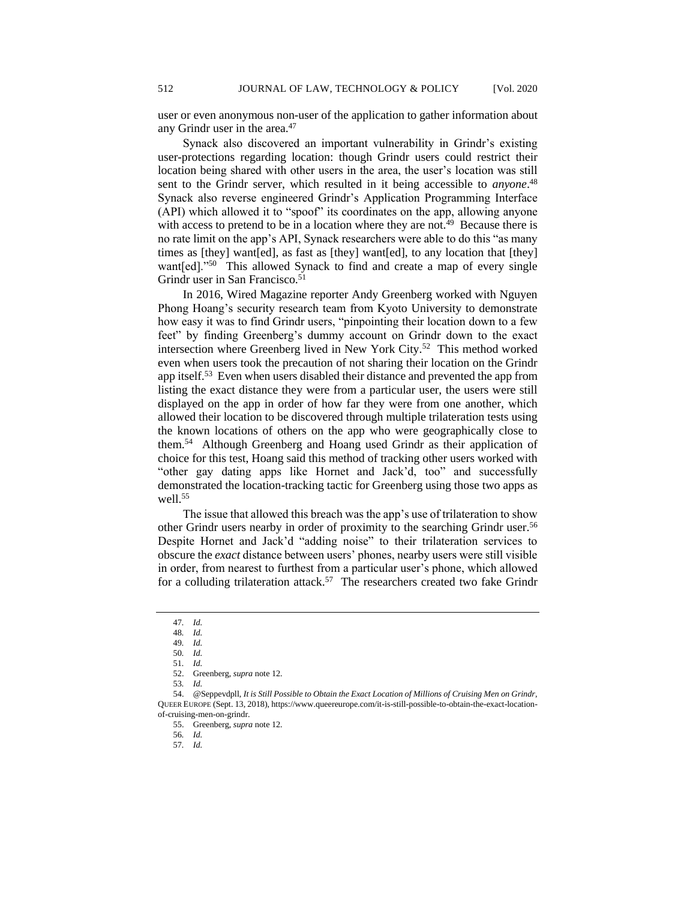user or even anonymous non-user of the application to gather information about any Grindr user in the area.[47]

Synack also discovered an important vulnerability in Grindr's existing user-protections regarding location: though Grindr users could restrict their location being shared with other users in the area, the user's location was still sent to the Grindr server, which resulted in it being accessible to *anyone*.[48] Synack also reverse engineered Grindr's Application Programming Interface (API) which allowed it to "spoof" its coordinates on the app, allowing anyone with access to pretend to be in a location where they are not.[49] Because there is no rate limit on the app's API, Synack researchers were able to do this "as many times as [they] want[ed], as fast as [they] want[ed], to any location that [they] want[ed]."[50] This allowed Synack to find and create a map of every single Grindr user in San Francisco.[51]

In 2016, Wired Magazine reporter Andy Greenberg worked with Nguyen Phong Hoang's security research team from Kyoto University to demonstrate how easy it was to find Grindr users, "pinpointing their location down to a few feet" by finding Greenberg's dummy account on Grindr down to the exact intersection where Greenberg lived in New York City.[52] This method worked even when users took the precaution of not sharing their location on the Grindr app itself.[53] Even when users disabled their distance and prevented the app from listing the exact distance they were from a particular user, the users were still displayed on the app in order of how far they were from one another, which allowed their location to be discovered through multiple trilateration tests using the known locations of others on the app who were geographically close to them.[54] Although Greenberg and Hoang used Grindr as their application of choice for this test, Hoang said this method of tracking other users worked with "other gay dating apps like Hornet and Jack'd, too" and successfully demonstrated the location-tracking tactic for Greenberg using those two apps as well.[55]

The issue that allowed this breach was the app's use of trilateration to show other Grindr users nearby in order of proximity to the searching Grindr user.[56] Despite Hornet and Jack'd "adding noise" to their trilateration services to obscure the *exact* distance between users' phones, nearby users were still visible in order, from nearest to furthest from a particular user's phone, which allowed for a colluding trilateration attack.[57] The researchers created two fake Grindr

---

47. *Id.*

48. *Id.*

49. *Id.*

50. *Id.*

51. *Id.*

52. Greenberg, *supra* note 12.

53. *Id.*

54. @Seppevdpll, *It is Still Possible to Obtain the Exact Location of Millions of Cruising Men on Grindr*, QUEER EUROPE (Sept. 13, 2018), https://www.queereurope.com/it-is-still-possible-to-obtain-the-exact-location-of-cruising-men-on-grindr.

55. Greenberg, *supra* note 12.

56. *Id.*

57. *Id.*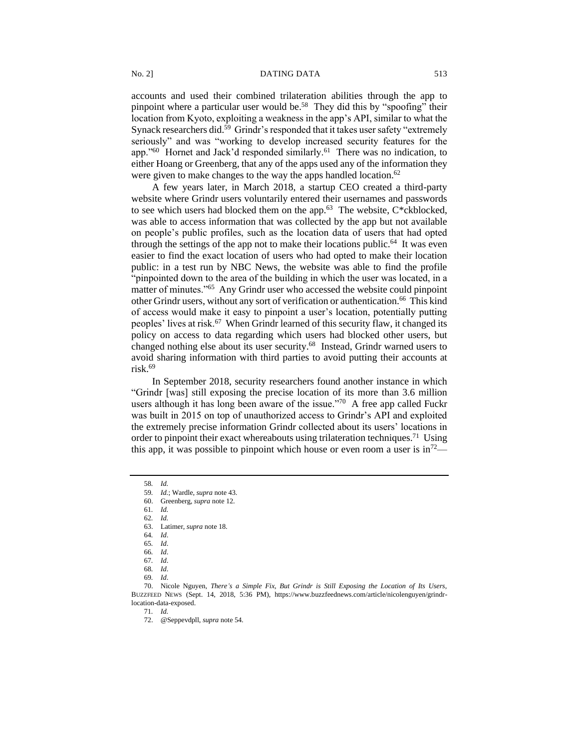accounts and used their combined trilateration abilities through the app to pinpoint where a particular user would be.[58] They did this by "spoofing" their location from Kyoto, exploiting a weakness in the app's API, similar to what the Synack researchers did.[59] Grindr's responded that it takes user safety "extremely seriously" and was "working to develop increased security features for the app."[60] Hornet and Jack'd responded similarly.[61] There was no indication, to either Hoang or Greenberg, that any of the apps used any of the information they were given to make changes to the way the apps handled location.[62]

A few years later, in March 2018, a startup CEO created a third-party website where Grindr users voluntarily entered their usernames and passwords to see which users had blocked them on the app.[63] The website, C*ckblocked, was able to access information that was collected by the app but not available on people's public profiles, such as the location data of users that had opted through the settings of the app not to make their locations public.[64] It was even easier to find the exact location of users who had opted to make their location public: in a test run by NBC News, the website was able to find the profile "pinpointed down to the area of the building in which the user was located, in a matter of minutes."[65] Any Grindr user who accessed the website could pinpoint other Grindr users, without any sort of verification or authentication.[66] This kind of access would make it easy to pinpoint a user's location, potentially putting peoples' lives at risk.[67] When Grindr learned of this security flaw, it changed its policy on access to data regarding which users had blocked other users, but changed nothing else about its user security.[68] Instead, Grindr warned users to avoid sharing information with third parties to avoid putting their accounts at risk.[69]

In September 2018, security researchers found another instance in which "Grindr [was] still exposing the precise location of its more than 3.6 million users although it has long been aware of the issue."[70] A free app called Fuckr was built in 2015 on top of unauthorized access to Grindr's API and exploited the extremely precise information Grindr collected about its users' locations in order to pinpoint their exact whereabouts using trilateration techniques.[71] Using this app, it was possible to pinpoint which house or even room a user is in[72]—

---

58. *Id.*
59. *Id.*; Wardle, *supra* note 43.
60. Greenberg, *supra* note 12.
61. *Id.*
62. *Id.*
63. Latimer, *supra* note 18.
64. *Id*.
65. *Id*.
66. *Id*.
67. *Id*.
68. *Id*.
69. *Id*.
70. Nicole Nguyen, *There's a Simple Fix, But Grindr is Still Exposing the Location of Its Users*, BUZZFEED NEWS (Sept. 14, 2018, 5:36 PM), https://www.buzzfeednews.com/article/nicolenguyen/grindr-location-data-exposed.
71. *Id.*
72. @Seppevdpll, *supra* note 54.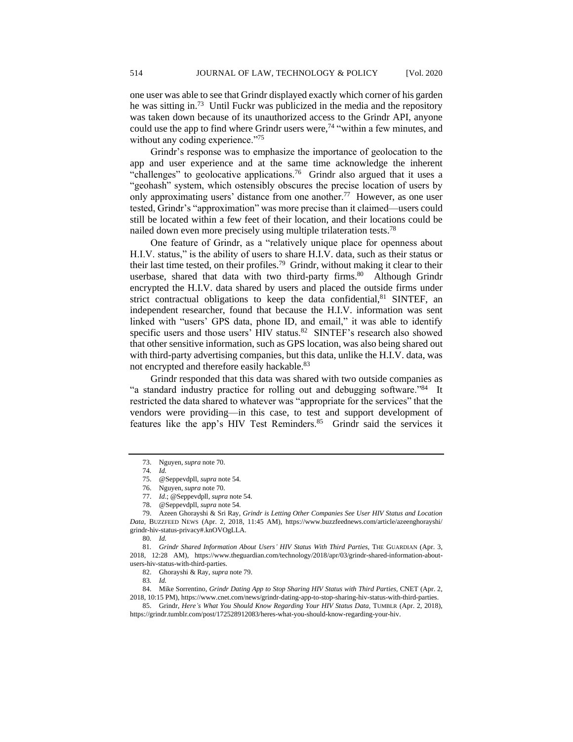one user was able to see that Grindr displayed exactly which corner of his garden he was sitting in.[73] Until Fuckr was publicized in the media and the repository was taken down because of its unauthorized access to the Grindr API, anyone could use the app to find where Grindr users were,[74] "within a few minutes, and without any coding experience."[75]

Grindr's response was to emphasize the importance of geolocation to the app and user experience and at the same time acknowledge the inherent "challenges" to geolocative applications.[76] Grindr also argued that it uses a "geohash" system, which ostensibly obscures the precise location of users by only approximating users' distance from one another.[77] However, as one user tested, Grindr's "approximation" was more precise than it claimed—users could still be located within a few feet of their location, and their locations could be nailed down even more precisely using multiple trilateration tests.[78]

One feature of Grindr, as a "relatively unique place for openness about H.I.V. status," is the ability of users to share H.I.V. data, such as their status or their last time tested, on their profiles.[79] Grindr, without making it clear to their userbase, shared that data with two third-party firms.[80] Although Grindr encrypted the H.I.V. data shared by users and placed the outside firms under strict contractual obligations to keep the data confidential,[81] SINTEF, an independent researcher, found that because the H.I.V. information was sent linked with "users' GPS data, phone ID, and email," it was able to identify specific users and those users' HIV status.[82] SINTEF's research also showed that other sensitive information, such as GPS location, was also being shared out with third-party advertising companies, but this data, unlike the H.I.V. data, was not encrypted and therefore easily hackable.[83]

Grindr responded that this data was shared with two outside companies as "a standard industry practice for rolling out and debugging software."[84] It restricted the data shared to whatever was "appropriate for the services" that the vendors were providing—in this case, to test and support development of features like the app's HIV Test Reminders.[85] Grindr said the services it

---

73. Nguyen, *supra* note 70.

74. *Id.*

75. @Seppevdpll, *supra* note 54.

76. Nguyen, *supra* note 70.

77. *Id.*; @Seppevdpll, *supra* note 54.

78. @Seppevdpll, *supra* note 54.

79. Azeen Ghorayshi & Sri Ray, *Grindr is Letting Other Companies See User HIV Status and Location Data*, BUZZFEED NEWS (Apr. 2, 2018, 11:45 AM), https://www.buzzfeednews.com/article/azeenghorayshi/grindr-hiv-status-privacy#.knOVOgLLA.

80. *Id.*

81. *Grindr Shared Information About Users' HIV Status With Third Parties*, THE GUARDIAN (Apr. 3, 2018, 12:28 AM), https://www.theguardian.com/technology/2018/apr/03/grindr-shared-information-about-users-hiv-status-with-third-parties.

82. Ghorayshi & Ray, *supra* note 79.

83. *Id.*

84. Mike Sorrentino, *Grindr Dating App to Stop Sharing HIV Status with Third Parties*, CNET (Apr. 2, 2018, 10:15 PM), https://www.cnet.com/news/grindr-dating-app-to-stop-sharing-hiv-status-with-third-parties.

85. Grindr, *Here's What You Should Know Regarding Your HIV Status Data*, TUMBLR (Apr. 2, 2018), https://grindr.tumblr.com/post/172528912083/heres-what-you-should-know-regarding-your-hiv.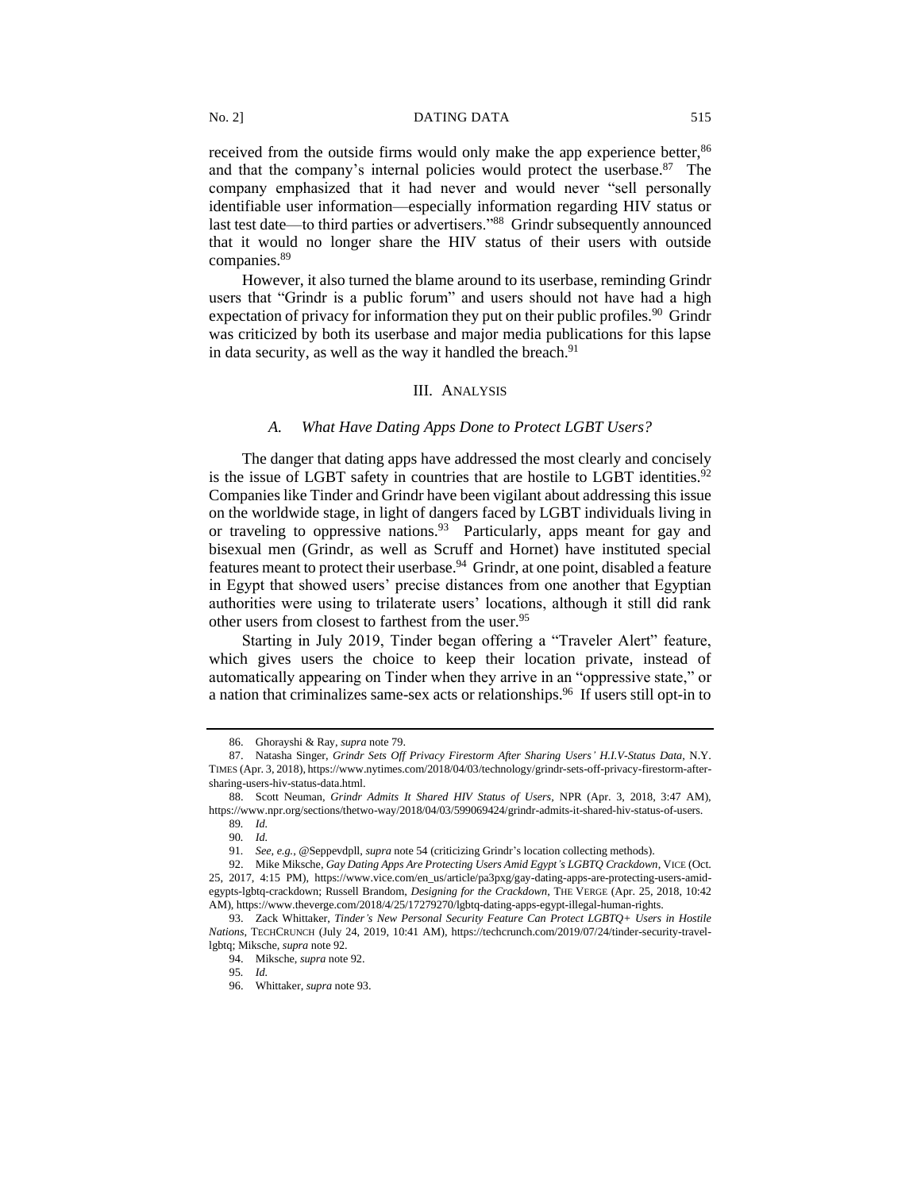received from the outside firms would only make the app experience better,[86] and that the company's internal policies would protect the userbase.[87] The company emphasized that it had never and would never "sell personally identifiable user information—especially information regarding HIV status or last test date—to third parties or advertisers."[88] Grindr subsequently announced that it would no longer share the HIV status of their users with outside companies.[89]

However, it also turned the blame around to its userbase, reminding Grindr users that "Grindr is a public forum" and users should not have had a high expectation of privacy for information they put on their public profiles.[90] Grindr was criticized by both its userbase and major media publications for this lapse in data security, as well as the way it handled the breach.[91]

## III. Analysis

### *A. What Have Dating Apps Done to Protect LGBT Users?*

The danger that dating apps have addressed the most clearly and concisely is the issue of LGBT safety in countries that are hostile to LGBT identities.[92] Companies like Tinder and Grindr have been vigilant about addressing this issue on the worldwide stage, in light of dangers faced by LGBT individuals living in or traveling to oppressive nations.[93] Particularly, apps meant for gay and bisexual men (Grindr, as well as Scruff and Hornet) have instituted special features meant to protect their userbase.[94] Grindr, at one point, disabled a feature in Egypt that showed users' precise distances from one another that Egyptian authorities were using to trilaterate users' locations, although it still did rank other users from closest to farthest from the user.[95]

Starting in July 2019, Tinder began offering a "Traveler Alert" feature, which gives users the choice to keep their location private, instead of automatically appearing on Tinder when they arrive in an "oppressive state," or a nation that criminalizes same-sex acts or relationships.[96] If users still opt-in to

---

86. Ghorayshi & Ray, *supra* note 79.

87. Natasha Singer, *Grindr Sets Off Privacy Firestorm After Sharing Users' H.I.V-Status Data*, N.Y. TIMES (Apr. 3, 2018), https://www.nytimes.com/2018/04/03/technology/grindr-sets-off-privacy-firestorm-after-sharing-users-hiv-status-data.html.

88. Scott Neuman, *Grindr Admits It Shared HIV Status of Users*, NPR (Apr. 3, 2018, 3:47 AM), https://www.npr.org/sections/thetwo-way/2018/04/03/599069424/grindr-admits-it-shared-hiv-status-of-users.

89. *Id.*

90. *Id.*

91. *See, e.g.*, @Seppevdpll, *supra* note 54 (criticizing Grindr's location collecting methods).

92. Mike Miksche, *Gay Dating Apps Are Protecting Users Amid Egypt's LGBTQ Crackdown*, VICE (Oct. 25, 2017, 4:15 PM), https://www.vice.com/en_us/article/pa3pxg/gay-dating-apps-are-protecting-users-amid-egypts-lgbtq-crackdown; Russell Brandom, *Designing for the Crackdown*, THE VERGE (Apr. 25, 2018, 10:42 AM), https://www.theverge.com/2018/4/25/17279270/lgbtq-dating-apps-egypt-illegal-human-rights.

93. Zack Whittaker, *Tinder's New Personal Security Feature Can Protect LGBTQ+ Users in Hostile Nations*, TECHCRUNCH (July 24, 2019, 10:41 AM), https://techcrunch.com/2019/07/24/tinder-security-travel-lgbtq; Miksche, *supra* note 92.

94. Miksche, *supra* note 92.

95. *Id.*

96. Whittaker, *supra* note 93.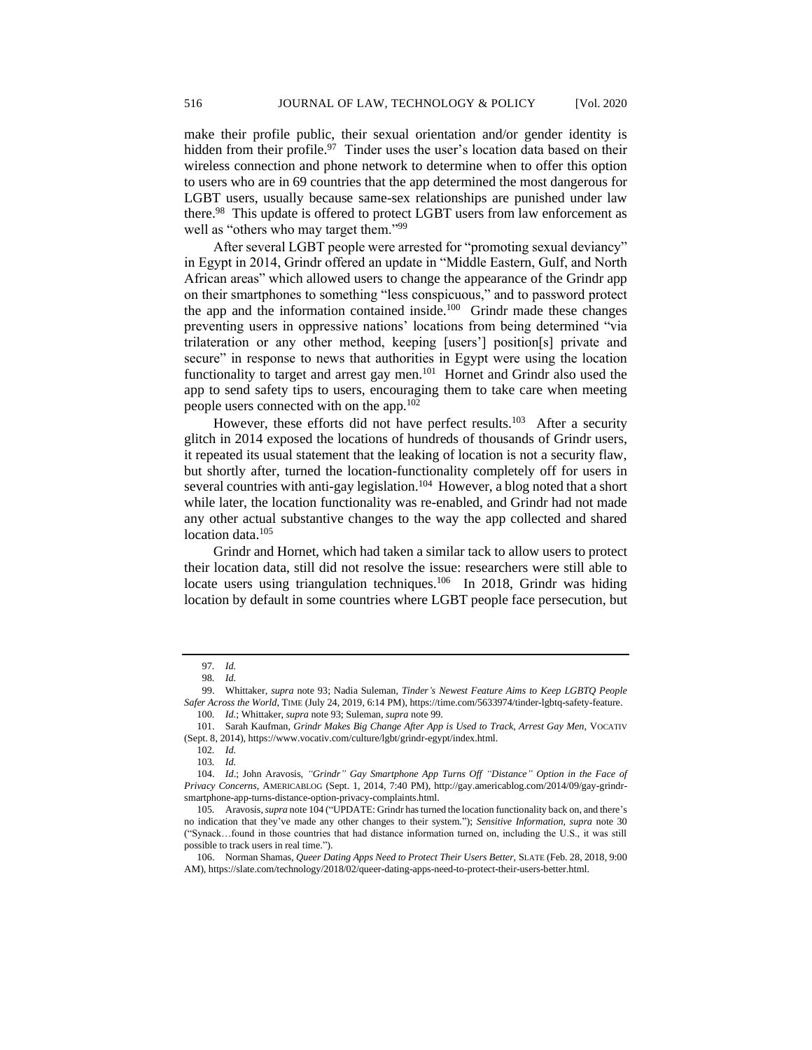make their profile public, their sexual orientation and/or gender identity is hidden from their profile.[97] Tinder uses the user's location data based on their wireless connection and phone network to determine when to offer this option to users who are in 69 countries that the app determined the most dangerous for LGBT users, usually because same-sex relationships are punished under law there.[98] This update is offered to protect LGBT users from law enforcement as well as "others who may target them."[99]

After several LGBT people were arrested for "promoting sexual deviancy" in Egypt in 2014, Grindr offered an update in "Middle Eastern, Gulf, and North African areas" which allowed users to change the appearance of the Grindr app on their smartphones to something "less conspicuous," and to password protect the app and the information contained inside.[100] Grindr made these changes preventing users in oppressive nations' locations from being determined "via trilateration or any other method, keeping [users'] position[s] private and secure" in response to news that authorities in Egypt were using the location functionality to target and arrest gay men.[101] Hornet and Grindr also used the app to send safety tips to users, encouraging them to take care when meeting people users connected with on the app.[102]

However, these efforts did not have perfect results.[103] After a security glitch in 2014 exposed the locations of hundreds of thousands of Grindr users, it repeated its usual statement that the leaking of location is not a security flaw, but shortly after, turned the location-functionality completely off for users in several countries with anti-gay legislation.[104] However, a blog noted that a short while later, the location functionality was re-enabled, and Grindr had not made any other actual substantive changes to the way the app collected and shared location data.[105]

Grindr and Hornet, which had taken a similar tack to allow users to protect their location data, still did not resolve the issue: researchers were still able to locate users using triangulation techniques.[106] In 2018, Grindr was hiding location by default in some countries where LGBT people face persecution, but

---

97. *Id.*

98. *Id.*

99. Whittaker, *supra* note 93; Nadia Suleman, *Tinder's Newest Feature Aims to Keep LGBTQ People Safer Across the World*, TIME (July 24, 2019, 6:14 PM), https://time.com/5633974/tinder-lgbtq-safety-feature.

100. *Id.*; Whittaker, *supra* note 93; Suleman, *supra* note 99.

101. Sarah Kaufman, *Grindr Makes Big Change After App is Used to Track, Arrest Gay Men*, VOCATIV (Sept. 8, 2014), https://www.vocativ.com/culture/lgbt/grindr-egypt/index.html.

102. *Id.*

103. *Id.*

104. *Id.*; John Aravosis, *"Grindr" Gay Smartphone App Turns Off "Distance" Option in the Face of Privacy Concerns*, AMERICABLOG (Sept. 1, 2014, 7:40 PM), http://gay.americablog.com/2014/09/gay-grindr-smartphone-app-turns-distance-option-privacy-complaints.html.

105. Aravosis, *supra* note 104 ("UPDATE: Grindr has turned the location functionality back on, and there's no indication that they've made any other changes to their system."); *Sensitive Information*, *supra* note 30 ("Synack…found in those countries that had distance information turned on, including the U.S., it was still possible to track users in real time.").

106. Norman Shamas, *Queer Dating Apps Need to Protect Their Users Better*, SLATE (Feb. 28, 2018, 9:00 AM), https://slate.com/technology/2018/02/queer-dating-apps-need-to-protect-their-users-better.html.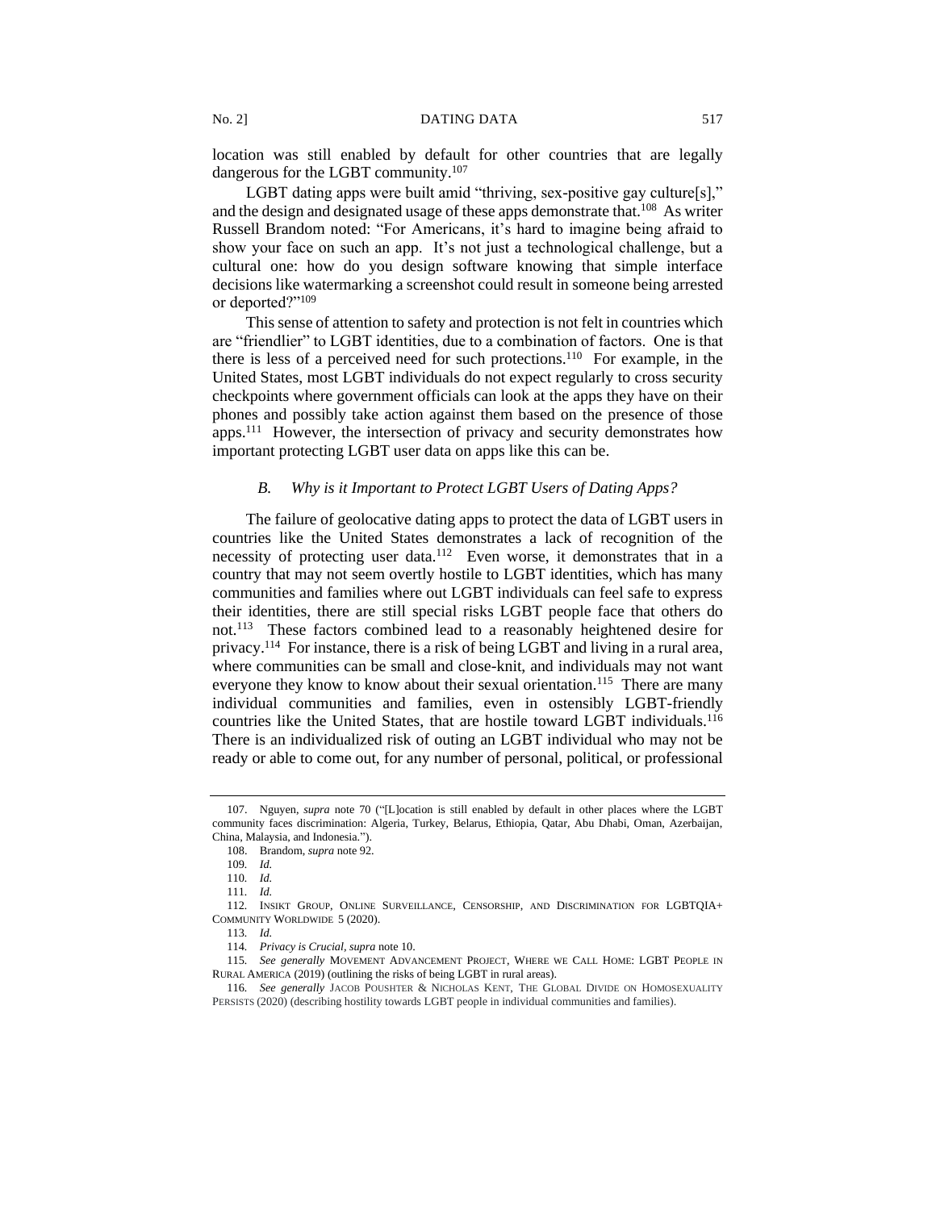location was still enabled by default for other countries that are legally dangerous for the LGBT community.[107]

LGBT dating apps were built amid "thriving, sex-positive gay culture[s]," and the design and designated usage of these apps demonstrate that.[108] As writer Russell Brandom noted: "For Americans, it's hard to imagine being afraid to show your face on such an app. It's not just a technological challenge, but a cultural one: how do you design software knowing that simple interface decisions like watermarking a screenshot could result in someone being arrested or deported?"[109]

This sense of attention to safety and protection is not felt in countries which are "friendlier" to LGBT identities, due to a combination of factors. One is that there is less of a perceived need for such protections.[110] For example, in the United States, most LGBT individuals do not expect regularly to cross security checkpoints where government officials can look at the apps they have on their phones and possibly take action against them based on the presence of those apps.[111] However, the intersection of privacy and security demonstrates how important protecting LGBT user data on apps like this can be.

### *B. Why is it Important to Protect LGBT Users of Dating Apps?*

The failure of geolocative dating apps to protect the data of LGBT users in countries like the United States demonstrates a lack of recognition of the necessity of protecting user data.[112] Even worse, it demonstrates that in a country that may not seem overtly hostile to LGBT identities, which has many communities and families where out LGBT individuals can feel safe to express their identities, there are still special risks LGBT people face that others do not.[113] These factors combined lead to a reasonably heightened desire for privacy.[114] For instance, there is a risk of being LGBT and living in a rural area, where communities can be small and close-knit, and individuals may not want everyone they know to know about their sexual orientation.[115] There are many individual communities and families, even in ostensibly LGBT-friendly countries like the United States, that are hostile toward LGBT individuals.[116] There is an individualized risk of outing an LGBT individual who may not be ready or able to come out, for any number of personal, political, or professional

---

107. Nguyen, *supra* note 70 ("[L]ocation is still enabled by default in other places where the LGBT community faces discrimination: Algeria, Turkey, Belarus, Ethiopia, Qatar, Abu Dhabi, Oman, Azerbaijan, China, Malaysia, and Indonesia.").

108. Brandom, *supra* note 92.

109. *Id.*

110. *Id.*

111. *Id.*

112. INSIKT GROUP, ONLINE SURVEILLANCE, CENSORSHIP, AND DISCRIMINATION FOR LGBTQIA+ COMMUNITY WORLDWIDE 5 (2020).

113. *Id.*

114. *Privacy is Crucial*, *supra* note 10.

115. *See generally* MOVEMENT ADVANCEMENT PROJECT, WHERE WE CALL HOME: LGBT PEOPLE IN RURAL AMERICA (2019) (outlining the risks of being LGBT in rural areas).

116. *See generally* JACOB POUSHTER & NICHOLAS KENT, THE GLOBAL DIVIDE ON HOMOSEXUALITY PERSISTS (2020) (describing hostility towards LGBT people in individual communities and families).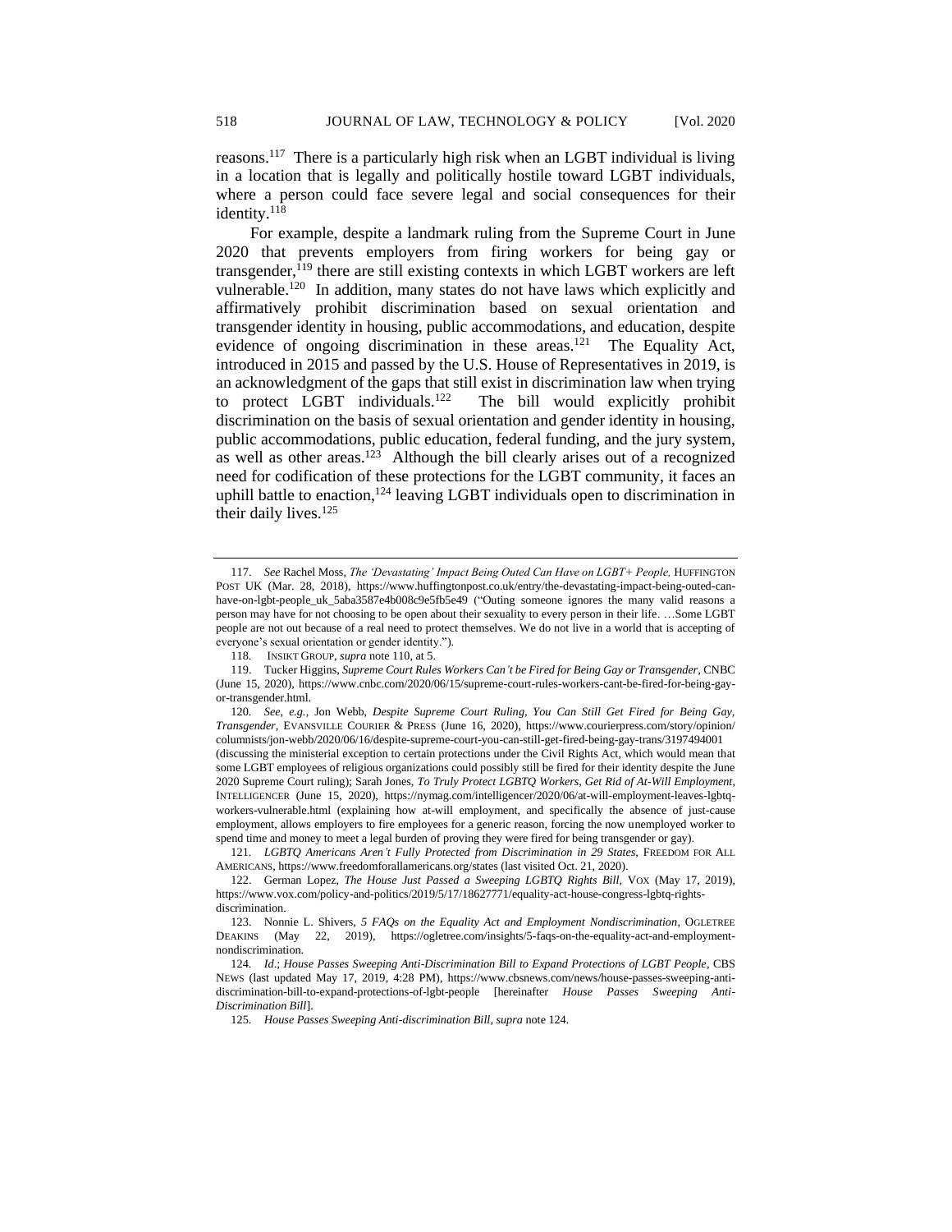reasons.[117] There is a particularly high risk when an LGBT individual is living in a location that is legally and politically hostile toward LGBT individuals, where a person could face severe legal and social consequences for their identity.[118]

For example, despite a landmark ruling from the Supreme Court in June 2020 that prevents employers from firing workers for being gay or transgender,[119] there are still existing contexts in which LGBT workers are left vulnerable.[120] In addition, many states do not have laws which explicitly and affirmatively prohibit discrimination based on sexual orientation and transgender identity in housing, public accommodations, and education, despite evidence of ongoing discrimination in these areas.[121] The Equality Act, introduced in 2015 and passed by the U.S. House of Representatives in 2019, is an acknowledgment of the gaps that still exist in discrimination law when trying to protect LGBT individuals.[122] The bill would explicitly prohibit discrimination on the basis of sexual orientation and gender identity in housing, public accommodations, public education, federal funding, and the jury system, as well as other areas.[123] Although the bill clearly arises out of a recognized need for codification of these protections for the LGBT community, it faces an uphill battle to enactment,[124] leaving LGBT individuals open to discrimination in their daily lives.[125]

---

117. *See* Rachel Moss, *The 'Devastating' Impact Being Outed Can Have on LGBT+ People,* HUFFINGTON POST UK (Mar. 28, 2018), https://www.huffingtonpost.co.uk/entry/the-devastating-impact-being-outed-can-have-on-lgbt-people_uk_5aba3587e4b008c9e5fb5e49 ("Outing someone ignores the many valid reasons a person may have for not choosing to be open about their sexuality to every person in their life. …Some LGBT people are not out because of a real need to protect themselves. We do not live in a world that is accepting of everyone's sexual orientation or gender identity.").

118. INSIKT GROUP, *supra* note 110, at 5.

119. Tucker Higgins, *Supreme Court Rules Workers Can't be Fired for Being Gay or Transgender*, CNBC (June 15, 2020), https://www.cnbc.com/2020/06/15/supreme-court-rules-workers-cant-be-fired-for-being-gay-or-transgender.html.

120. *See, e.g.*, Jon Webb, *Despite Supreme Court Ruling, You Can Still Get Fired for Being Gay, Transgender*, EVANSVILLE COURIER & PRESS (June 16, 2020), https://www.courierpress.com/story/opinion/columnists/jon-webb/2020/06/16/despite-supreme-court-you-can-still-get-fired-being-gay-trans/3197494001 (discussing the ministerial exception to certain protections under the Civil Rights Act, which would mean that some LGBT employees of religious organizations could possibly still be fired for their identity despite the June 2020 Supreme Court ruling); Sarah Jones, *To Truly Protect LGBTQ Workers, Get Rid of At-Will Employment*, INTELLIGENCER (June 15, 2020), https://nymag.com/intelligencer/2020/06/at-will-employment-leaves-lgbtq-workers-vulnerable.html (explaining how at-will employment, and specifically the absence of just-cause employment, allows employers to fire employees for a generic reason, forcing the now unemployed worker to spend time and money to meet a legal burden of proving they were fired for being transgender or gay).

121. *LGBTQ Americans Aren't Fully Protected from Discrimination in 29 States*, FREEDOM FOR ALL AMERICANS, https://www.freedomforallamericans.org/states (last visited Oct. 21, 2020).

122. German Lopez, *The House Just Passed a Sweeping LGBTQ Rights Bill*, VOX (May 17, 2019), https://www.vox.com/policy-and-politics/2019/5/17/18627771/equality-act-house-congress-lgbtq-rights-discrimination.

123. Nonnie L. Shivers, *5 FAQs on the Equality Act and Employment Nondiscrimination*, OGLETREE DEAKINS (May 22, 2019), https://ogletree.com/insights/5-faqs-on-the-equality-act-and-employment-nondiscrimination.

124. *Id.*; *House Passes Sweeping Anti-Discrimination Bill to Expand Protections of LGBT People*, CBS NEWS (last updated May 17, 2019, 4:28 PM), https://www.cbsnews.com/news/house-passes-sweeping-anti-discrimination-bill-to-expand-protections-of-lgbt-people [hereinafter *House Passes Sweeping Anti-Discrimination Bill*].

125. *House Passes Sweeping Anti-discrimination Bill*, *supra* note 124.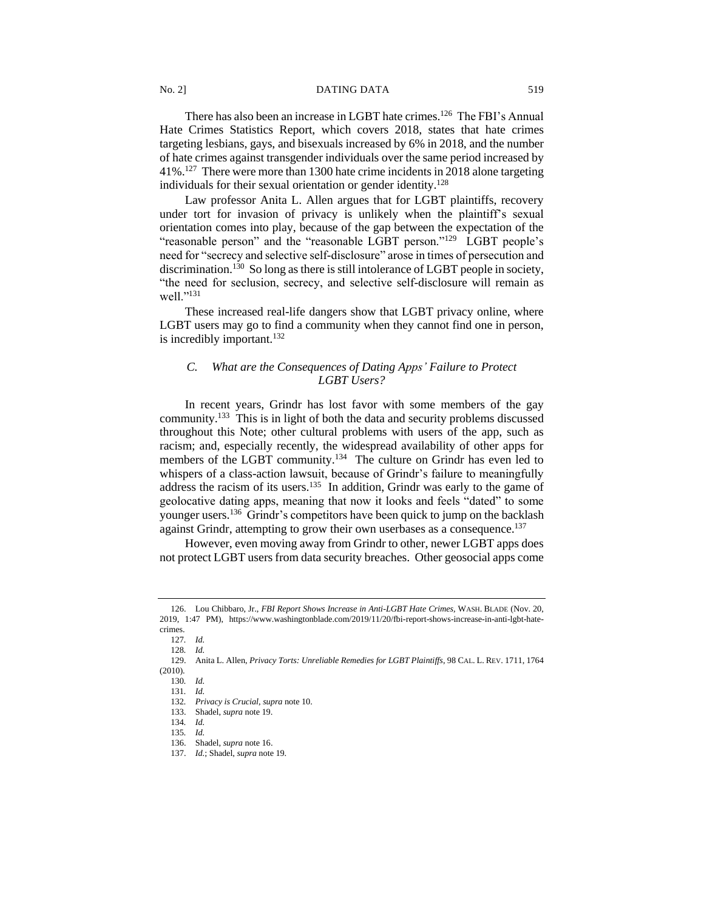There has also been an increase in LGBT hate crimes.[126] The FBI's Annual Hate Crimes Statistics Report, which covers 2018, states that hate crimes targeting lesbians, gays, and bisexuals increased by 6% in 2018, and the number of hate crimes against transgender individuals over the same period increased by 41%.[127] There were more than 1300 hate crime incidents in 2018 alone targeting individuals for their sexual orientation or gender identity.[128]

Law professor Anita L. Allen argues that for LGBT plaintiffs, recovery under tort for invasion of privacy is unlikely when the plaintiff's sexual orientation comes into play, because of the gap between the expectation of the "reasonable person" and the "reasonable LGBT person."[129] LGBT people's need for "secrecy and selective self-disclosure" arose in times of persecution and discrimination.[130] So long as there is still intolerance of LGBT people in society, "the need for seclusion, secrecy, and selective self-disclosure will remain as well."[131]

These increased real-life dangers show that LGBT privacy online, where LGBT users may go to find a community when they cannot find one in person, is incredibly important.[132]

### *C. What are the Consequences of Dating Apps' Failure to Protect LGBT Users?*

In recent years, Grindr has lost favor with some members of the gay community.[133] This is in light of both the data and security problems discussed throughout this Note; other cultural problems with users of the app, such as racism; and, especially recently, the widespread availability of other apps for members of the LGBT community.[134] The culture on Grindr has even led to whispers of a class-action lawsuit, because of Grindr's failure to meaningfully address the racism of its users.[135] In addition, Grindr was early to the game of geolocative dating apps, meaning that now it looks and feels "dated" to some younger users.[136] Grindr's competitors have been quick to jump on the backlash against Grindr, attempting to grow their own userbases as a consequence.[137]

However, even moving away from Grindr to other, newer LGBT apps does not protect LGBT users from data security breaches. Other geosocial apps come

---

126. Lou Chibbaro, Jr., *FBI Report Shows Increase in Anti-LGBT Hate Crimes*, WASH. BLADE (Nov. 20, 2019, 1:47 PM), https://www.washingtonblade.com/2019/11/20/fbi-report-shows-increase-in-anti-lgbt-hate-crimes.

127. *Id.*

128. *Id.*

129. Anita L. Allen, *Privacy Torts: Unreliable Remedies for LGBT Plaintiffs*, 98 CAL. L. REV. 1711, 1764 (2010).

130. *Id.*

131. *Id.*

132. *Privacy is Crucial*, *supra* note 10.

133. Shadel, *supra* note 19.

134. *Id.*

135. *Id.*

136. Shadel, *supra* note 16.

137. *Id.*; Shadel, *supra* note 19.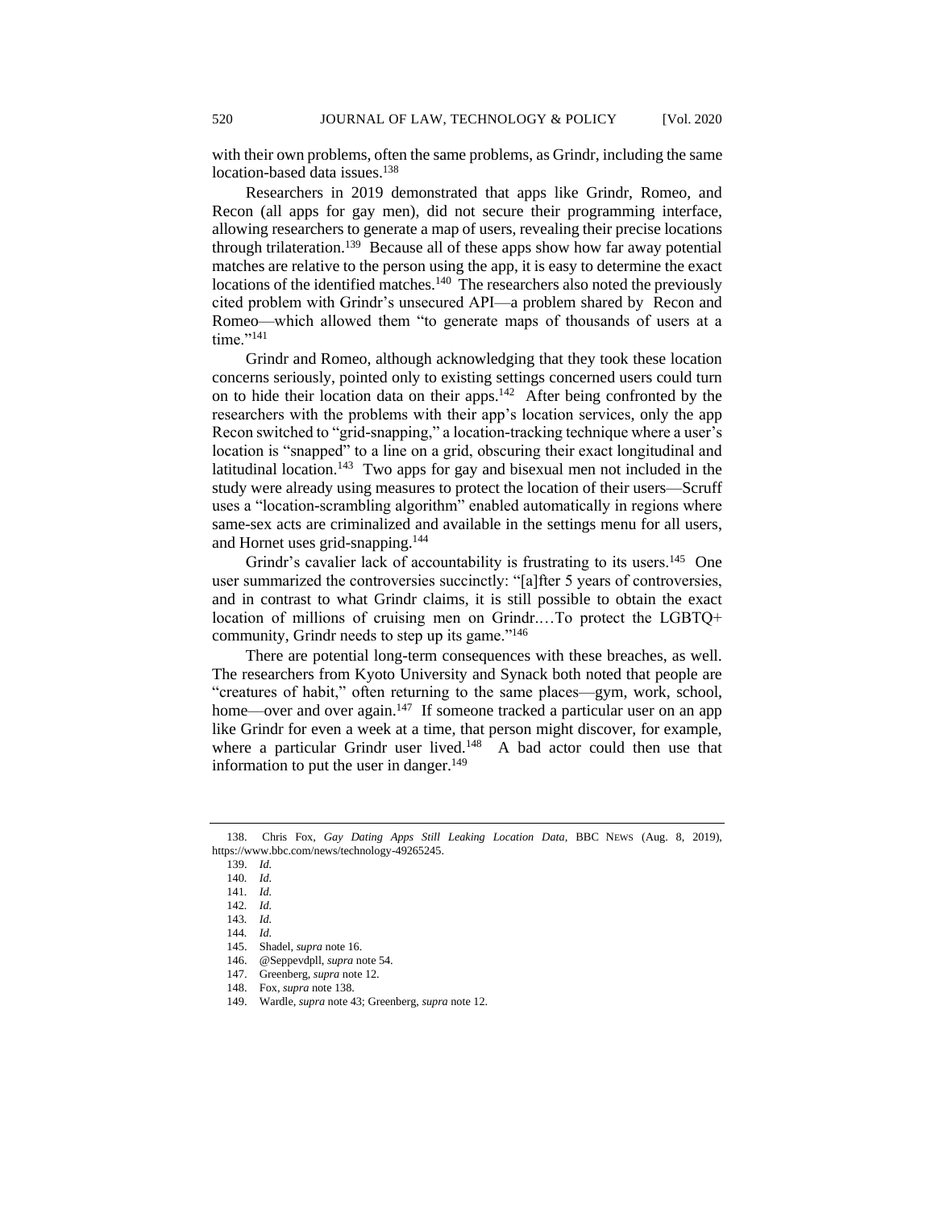with their own problems, often the same problems, as Grindr, including the same location-based data issues.[138]

Researchers in 2019 demonstrated that apps like Grindr, Romeo, and Recon (all apps for gay men), did not secure their programming interface, allowing researchers to generate a map of users, revealing their precise locations through trilateration.[139] Because all of these apps show how far away potential matches are relative to the person using the app, it is easy to determine the exact locations of the identified matches.[140] The researchers also noted the previously cited problem with Grindr's unsecured API—a problem shared by Recon and Romeo—which allowed them "to generate maps of thousands of users at a time."[141]

Grindr and Romeo, although acknowledging that they took these location concerns seriously, pointed only to existing settings concerned users could turn on to hide their location data on their apps.[142] After being confronted by the researchers with the problems with their app's location services, only the app Recon switched to "grid-snapping," a location-tracking technique where a user's location is "snapped" to a line on a grid, obscuring their exact longitudinal and latitudinal location.[143] Two apps for gay and bisexual men not included in the study were already using measures to protect the location of their users—Scruff uses a "location-scrambling algorithm" enabled automatically in regions where same-sex acts are criminalized and available in the settings menu for all users, and Hornet uses grid-snapping.[144]

Grindr's cavalier lack of accountability is frustrating to its users.[145] One user summarized the controversies succinctly: "[a]fter 5 years of controversies, and in contrast to what Grindr claims, it is still possible to obtain the exact location of millions of cruising men on Grindr.…To protect the LGBTQ+ community, Grindr needs to step up its game."[146]

There are potential long-term consequences with these breaches, as well. The researchers from Kyoto University and Synack both noted that people are "creatures of habit," often returning to the same places—gym, work, school, home—over and over again.[147] If someone tracked a particular user on an app like Grindr for even a week at a time, that person might discover, for example, where a particular Grindr user lived.[148] A bad actor could then use that information to put the user in danger.[149]

---

138. Chris Fox, *Gay Dating Apps Still Leaking Location Data*, BBC NEWS (Aug. 8, 2019), https://www.bbc.com/news/technology-49265245.

139. *Id.*

140. *Id.*

141. *Id.*

142. *Id.*

143. *Id.*

144. *Id.*

145. Shadel, *supra* note 16.

146. @Seppevdpll, *supra* note 54.

147. Greenberg, *supra* note 12.

148. Fox, *supra* note 138.

149. Wardle, *supra* note 43; Greenberg, *supra* note 12.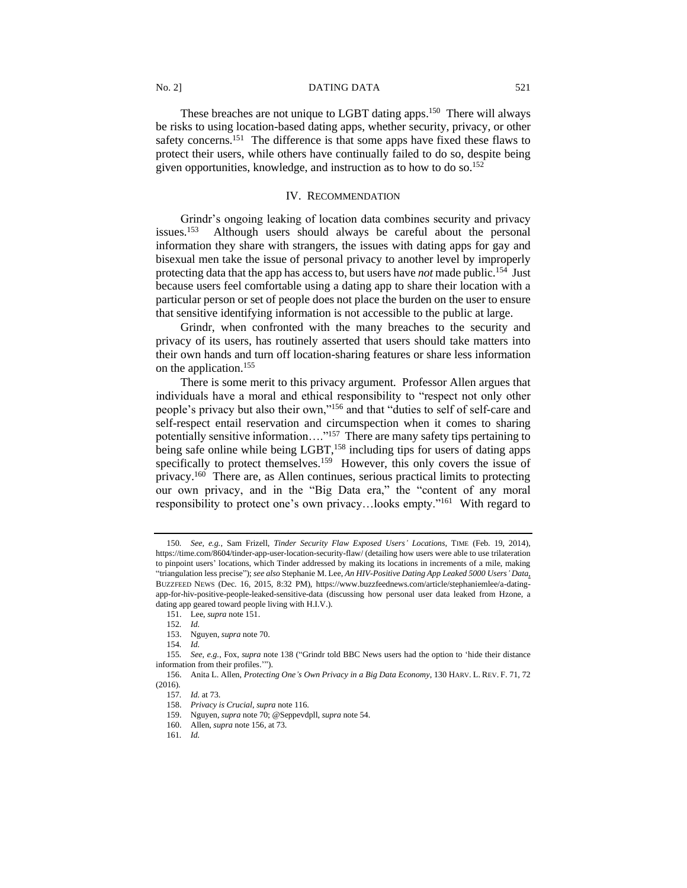These breaches are not unique to LGBT dating apps.[150] There will always be risks to using location-based dating apps, whether security, privacy, or other safety concerns.[151] The difference is that some apps have fixed these flaws to protect their users, while others have continually failed to do so, despite being given opportunities, knowledge, and instruction as to how to do so.[152]

## IV. Recommendation

Grindr's ongoing leaking of location data combines security and privacy issues.[153] Although users should always be careful about the personal information they share with strangers, the issues with dating apps for gay and bisexual men take the issue of personal privacy to another level by improperly protecting data that the app has access to, but users have *not* made public.[154] Just because users feel comfortable using a dating app to share their location with a particular person or set of people does not place the burden on the user to ensure that sensitive identifying information is not accessible to the public at large.

Grindr, when confronted with the many breaches to the security and privacy of its users, has routinely asserted that users should take matters into their own hands and turn off location-sharing features or share less information on the application.[155]

There is some merit to this privacy argument. Professor Allen argues that individuals have a moral and ethical responsibility to "respect not only other people's privacy but also their own,"[156] and that "duties to self of self-care and self-respect entail reservation and circumspection when it comes to sharing potentially sensitive information…."[157] There are many safety tips pertaining to being safe online while being LGBT,[158] including tips for users of dating apps specifically to protect themselves.[159] However, this only covers the issue of privacy.[160] There are, as Allen continues, serious practical limits to protecting our own privacy, and in the "Big Data era," the "content of any moral responsibility to protect one's own privacy…looks empty."[161] With regard to

---

150. *See, e.g.*, Sam Frizell, *Tinder Security Flaw Exposed Users' Locations*, TIME (Feb. 19, 2014), https://time.com/8604/tinder-app-user-location-security-flaw/ (detailing how users were able to use trilateration to pinpoint users' locations, which Tinder addressed by making its locations in increments of a mile, making "triangulation less precise"); *see also* Stephanie M. Lee, *An HIV-Positive Dating App Leaked 5000 Users' Data*, BUZZFEED NEWS (Dec. 16, 2015, 8:32 PM), https://www.buzzfeednews.com/article/stephaniemlee/a-dating-app-for-hiv-positive-people-leaked-sensitive-data (discussing how personal user data leaked from Hzone, a dating app geared toward people living with H.I.V.).

151. Lee, *supra* note 151.

152. *Id.*

153. Nguyen, *supra* note 70.

154. *Id.*

155. *See, e.g.*, Fox, *supra* note 138 ("Grindr told BBC News users had the option to 'hide their distance information from their profiles.'").

156. Anita L. Allen, *Protecting One's Own Privacy in a Big Data Economy*, 130 HARV. L. REV. F. 71, 72 (2016).

157. *Id.* at 73.

158. *Privacy is Crucial*, *supra* note 116.

159. Nguyen, *supra* note 70; @Seppevdpll, *supra* note 54.

160. Allen, *supra* note 156, at 73.

161. *Id.*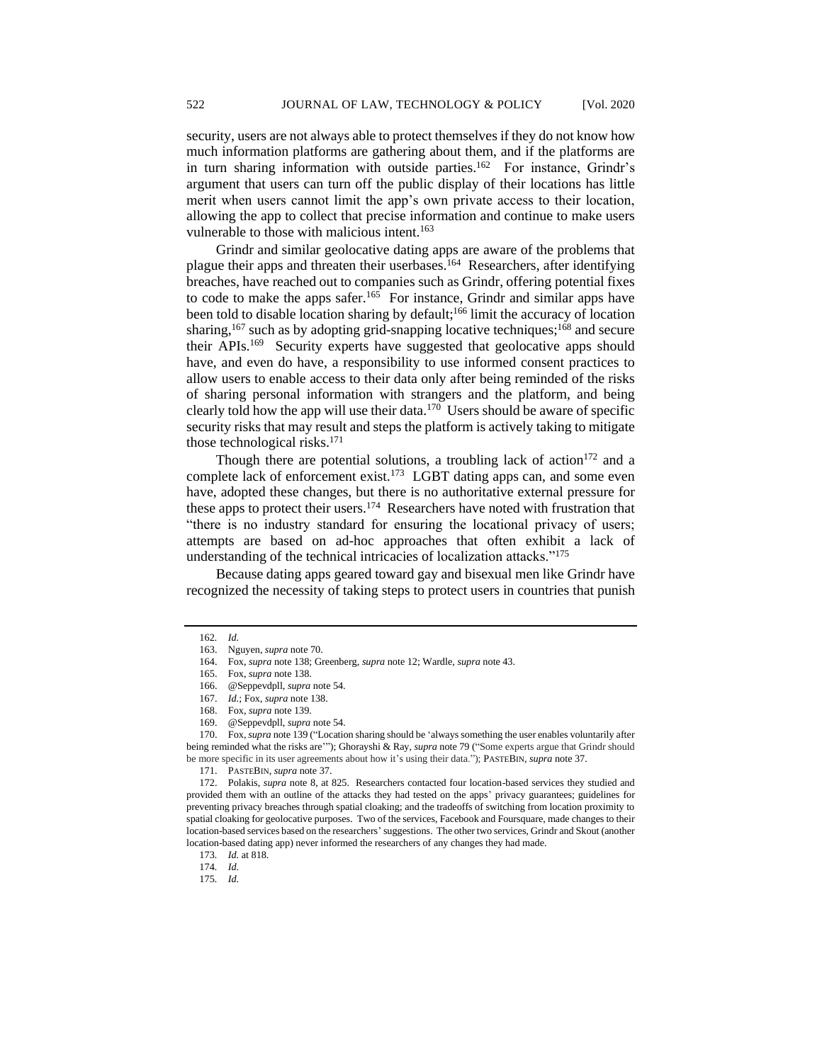security, users are not always able to protect themselves if they do not know how much information platforms are gathering about them, and if the platforms are in turn sharing information with outside parties.[162] For instance, Grindr's argument that users can turn off the public display of their locations has little merit when users cannot limit the app's own private access to their location, allowing the app to collect that precise information and continue to make users vulnerable to those with malicious intent.[163]

Grindr and similar geolocative dating apps are aware of the problems that plague their apps and threaten their userbases.[164] Researchers, after identifying breaches, have reached out to companies such as Grindr, offering potential fixes to code to make the apps safer.[165] For instance, Grindr and similar apps have been told to disable location sharing by default;[166] limit the accuracy of location sharing,[167] such as by adopting grid-snapping locative techniques;[168] and secure their APIs.[169] Security experts have suggested that geolocative apps should have, and even do have, a responsibility to use informed consent practices to allow users to enable access to their data only after being reminded of the risks of sharing personal information with strangers and the platform, and being clearly told how the app will use their data.[170] Users should be aware of specific security risks that may result and steps the platform is actively taking to mitigate those technological risks.[171]

Though there are potential solutions, a troubling lack of action[172] and a complete lack of enforcement exist.[173] LGBT dating apps can, and some even have, adopted these changes, but there is no authoritative external pressure for these apps to protect their users.[174] Researchers have noted with frustration that "there is no industry standard for ensuring the locational privacy of users; attempts are based on ad-hoc approaches that often exhibit a lack of understanding of the technical intricacies of localization attacks."[175]

Because dating apps geared toward gay and bisexual men like Grindr have recognized the necessity of taking steps to protect users in countries that punish

---

162. *Id.*

163. Nguyen, *supra* note 70.

164. Fox, *supra* note 138; Greenberg, *supra* note 12; Wardle, *supra* note 43.

165. Fox, *supra* note 138.

166. @Seppevdpll, *supra* note 54.

167. *Id.*; Fox, *supra* note 138.

168. Fox, *supra* note 139.

169. @Seppevdpll, *supra* note 54.

170. Fox, *supra* note 139 ("Location sharing should be 'always something the user enables voluntarily after being reminded what the risks are'"); Ghorayshi & Ray, *supra* note 79 ("Some experts argue that Grindr should be more specific in its user agreements about how it's using their data."); PASTEBIN, *supra* note 37.

171. PASTEBIN, *supra* note 37.

172. Polakis, *supra* note 8, at 825. Researchers contacted four location-based services they studied and provided them with an outline of the attacks they had tested on the apps' privacy guarantees; guidelines for preventing privacy breaches through spatial cloaking; and the tradeoffs of switching from location proximity to spatial cloaking for geolocative purposes. Two of the services, Facebook and Foursquare, made changes to their location-based services based on the researchers' suggestions. The other two services, Grindr and Skout (another location-based dating app) never informed the researchers of any changes they had made.

173. *Id.* at 818.

174. *Id.*

175. *Id.*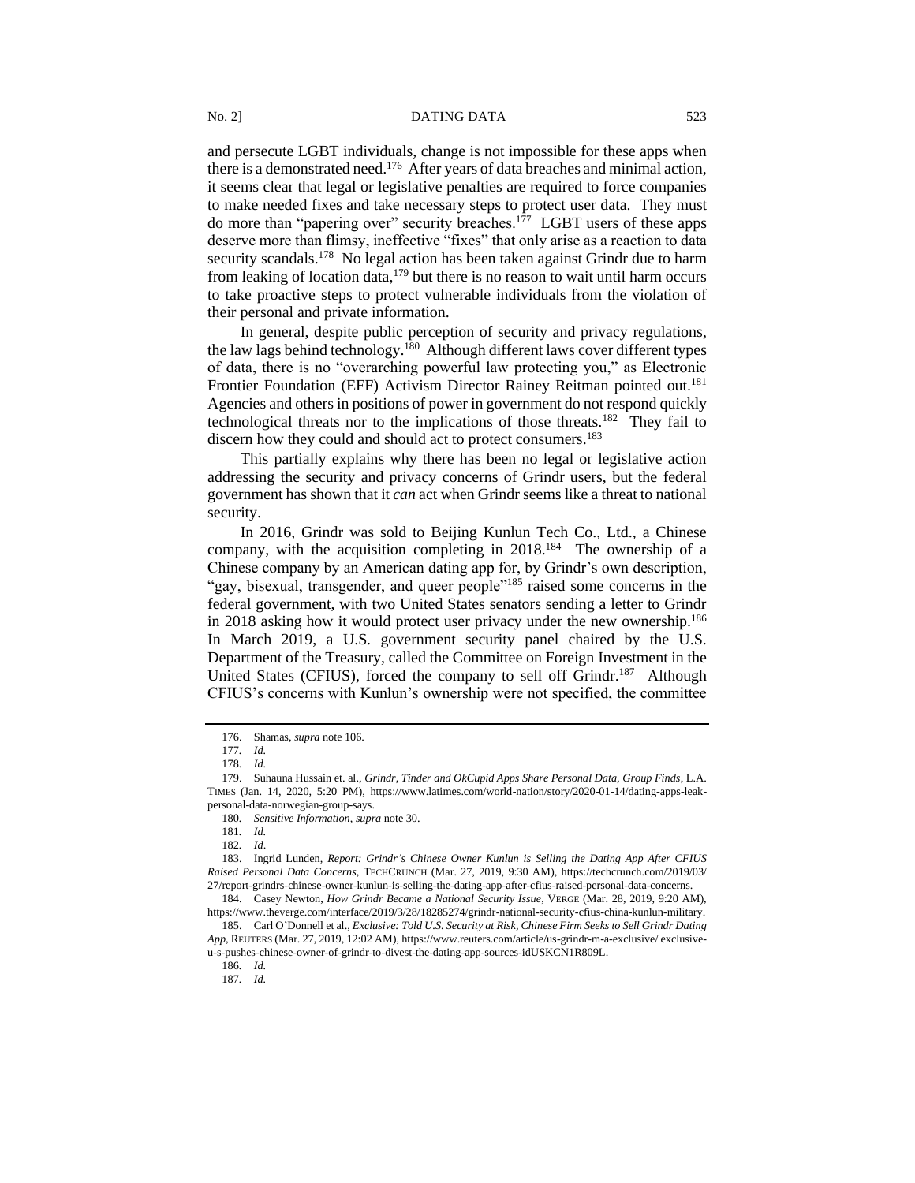and persecute LGBT individuals, change is not impossible for these apps when there is a demonstrated need.[176] After years of data breaches and minimal action, it seems clear that legal or legislative penalties are required to force companies to make needed fixes and take necessary steps to protect user data. They must do more than "papering over" security breaches.[177] LGBT users of these apps deserve more than flimsy, ineffective "fixes" that only arise as a reaction to data security scandals.[178] No legal action has been taken against Grindr due to harm from leaking of location data,[179] but there is no reason to wait until harm occurs to take proactive steps to protect vulnerable individuals from the violation of their personal and private information.

In general, despite public perception of security and privacy regulations, the law lags behind technology.[180] Although different laws cover different types of data, there is no "overarching powerful law protecting you," as Electronic Frontier Foundation (EFF) Activism Director Rainey Reitman pointed out.[181] Agencies and others in positions of power in government do not respond quickly technological threats nor to the implications of those threats.[182] They fail to discern how they could and should act to protect consumers.[183]

This partially explains why there has been no legal or legislative action addressing the security and privacy concerns of Grindr users, but the federal government has shown that it *can* act when Grindr seems like a threat to national security.

In 2016, Grindr was sold to Beijing Kunlun Tech Co., Ltd., a Chinese company, with the acquisition completing in 2018.[184] The ownership of a Chinese company by an American dating app for, by Grindr's own description, "gay, bisexual, transgender, and queer people"[185] raised some concerns in the federal government, with two United States senators sending a letter to Grindr in 2018 asking how it would protect user privacy under the new ownership.[186] In March 2019, a U.S. government security panel chaired by the U.S. Department of the Treasury, called the Committee on Foreign Investment in the United States (CFIUS), forced the company to sell off Grindr.[187] Although CFIUS's concerns with Kunlun's ownership were not specified, the committee

---

176. Shamas, *supra* note 106.

177. *Id.*

178. *Id.*

179. Suhauna Hussain et. al., *Grindr, Tinder and OkCupid Apps Share Personal Data, Group Finds*, L.A. TIMES (Jan. 14, 2020, 5:20 PM), https://www.latimes.com/world-nation/story/2020-01-14/dating-apps-leak-personal-data-norwegian-group-says.

180. *Sensitive Information*, *supra* note 30.

181. *Id.*

182. *Id*.

183. Ingrid Lunden, *Report: Grindr's Chinese Owner Kunlun is Selling the Dating App After CFIUS Raised Personal Data Concerns*, TECHCRUNCH (Mar. 27, 2019, 9:30 AM), https://techcrunch.com/2019/03/27/report-grindrs-chinese-owner-kunlun-is-selling-the-dating-app-after-cfius-raised-personal-data-concerns.

184. Casey Newton, *How Grindr Became a National Security Issue*, VERGE (Mar. 28, 2019, 9:20 AM), https://www.theverge.com/interface/2019/3/28/18285274/grindr-national-security-cfius-china-kunlun-military.

185. Carl O'Donnell et al., *Exclusive: Told U.S. Security at Risk, Chinese Firm Seeks to Sell Grindr Dating App*, REUTERS (Mar. 27, 2019, 12:02 AM), https://www.reuters.com/article/us-grindr-m-a-exclusive/ exclusive-u-s-pushes-chinese-owner-of-grindr-to-divest-the-dating-app-sources-idUSKCN1R809L.

186. *Id.*

187. *Id.*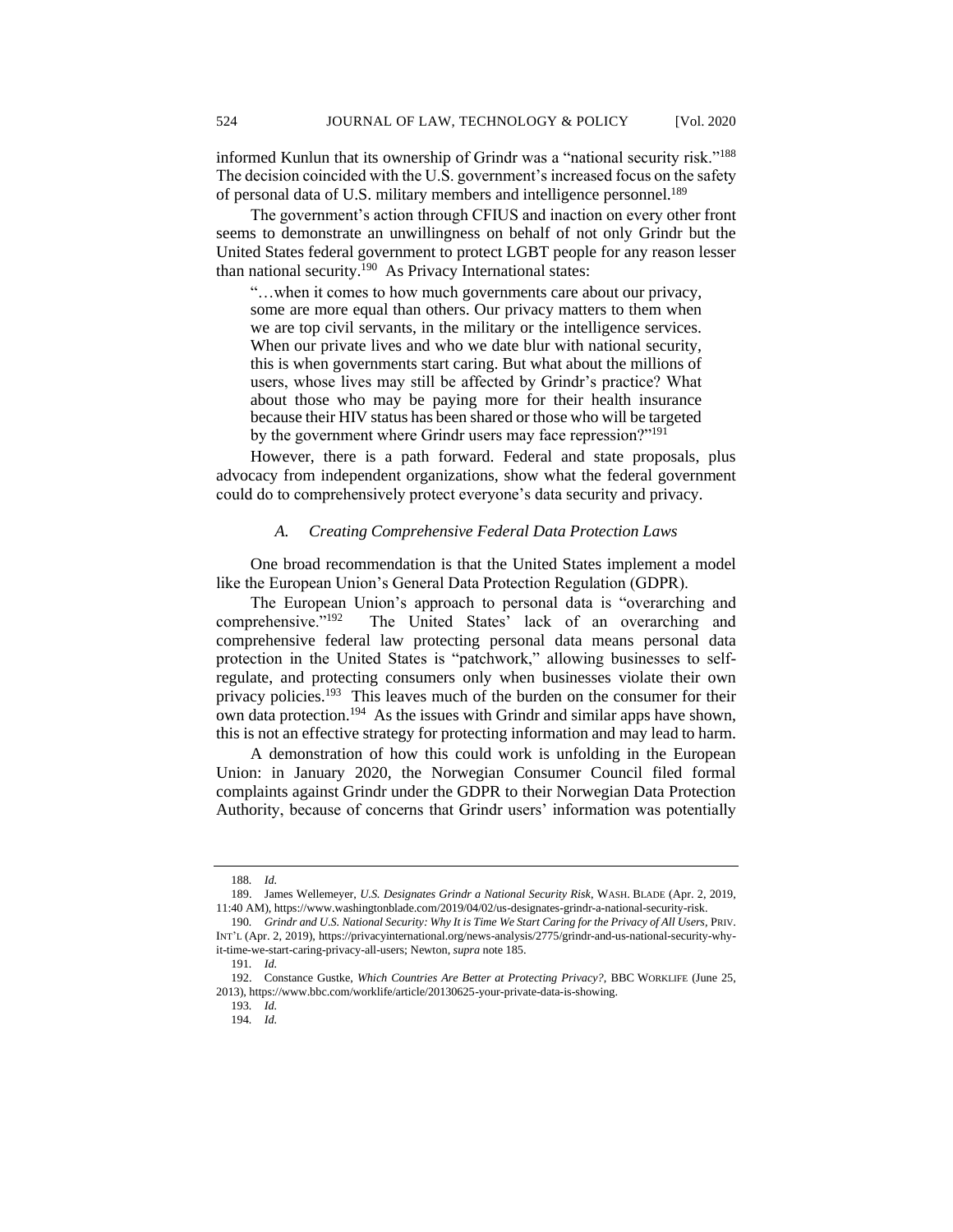informed Kunlun that its ownership of Grindr was a "national security risk."[188] The decision coincided with the U.S. government's increased focus on the safety of personal data of U.S. military members and intelligence personnel.[189]

The government's action through CFIUS and inaction on every other front seems to demonstrate an unwillingness on behalf of not only Grindr but the United States federal government to protect LGBT people for any reason lesser than national security.[190] As Privacy International states:

> "…when it comes to how much governments care about our privacy, some are more equal than others. Our privacy matters to them when we are top civil servants, in the military or the intelligence services. When our private lives and who we date blur with national security, this is when governments start caring. But what about the millions of users, whose lives may still be affected by Grindr's practice? What about those who may be paying more for their health insurance because their HIV status has been shared or those who will be targeted by the government where Grindr users may face repression?"[191]

However, there is a path forward. Federal and state proposals, plus advocacy from independent organizations, show what the federal government could do to comprehensively protect everyone's data security and privacy.

### *A. Creating Comprehensive Federal Data Protection Laws*

One broad recommendation is that the United States implement a model like the European Union's General Data Protection Regulation (GDPR).

The European Union's approach to personal data is "overarching and comprehensive."[192] The United States' lack of an overarching and comprehensive federal law protecting personal data means personal data protection in the United States is "patchwork," allowing businesses to self-regulate, and protecting consumers only when businesses violate their own privacy policies.[193] This leaves much of the burden on the consumer for their own data protection.[194] As the issues with Grindr and similar apps have shown, this is not an effective strategy for protecting information and may lead to harm.

A demonstration of how this could work is unfolding in the European Union: in January 2020, the Norwegian Consumer Council filed formal complaints against Grindr under the GDPR to their Norwegian Data Protection Authority, because of concerns that Grindr users' information was potentially

---

188. *Id.*

189. James Wellemeyer, *U.S. Designates Grindr a National Security Risk*, WASH. BLADE (Apr. 2, 2019, 11:40 AM), https://www.washingtonblade.com/2019/04/02/us-designates-grindr-a-national-security-risk.

190. *Grindr and U.S. National Security: Why It is Time We Start Caring for the Privacy of All Users*, PRIV. INT'L (Apr. 2, 2019), https://privacyinternational.org/news-analysis/2775/grindr-and-us-national-security-why-it-time-we-start-caring-privacy-all-users; Newton, *supra* note 185.

191. *Id.*

192. Constance Gustke, *Which Countries Are Better at Protecting Privacy?*, BBC WORKLIFE (June 25, 2013), https://www.bbc.com/worklife/article/20130625-your-private-data-is-showing.

193. *Id.*

194. *Id.*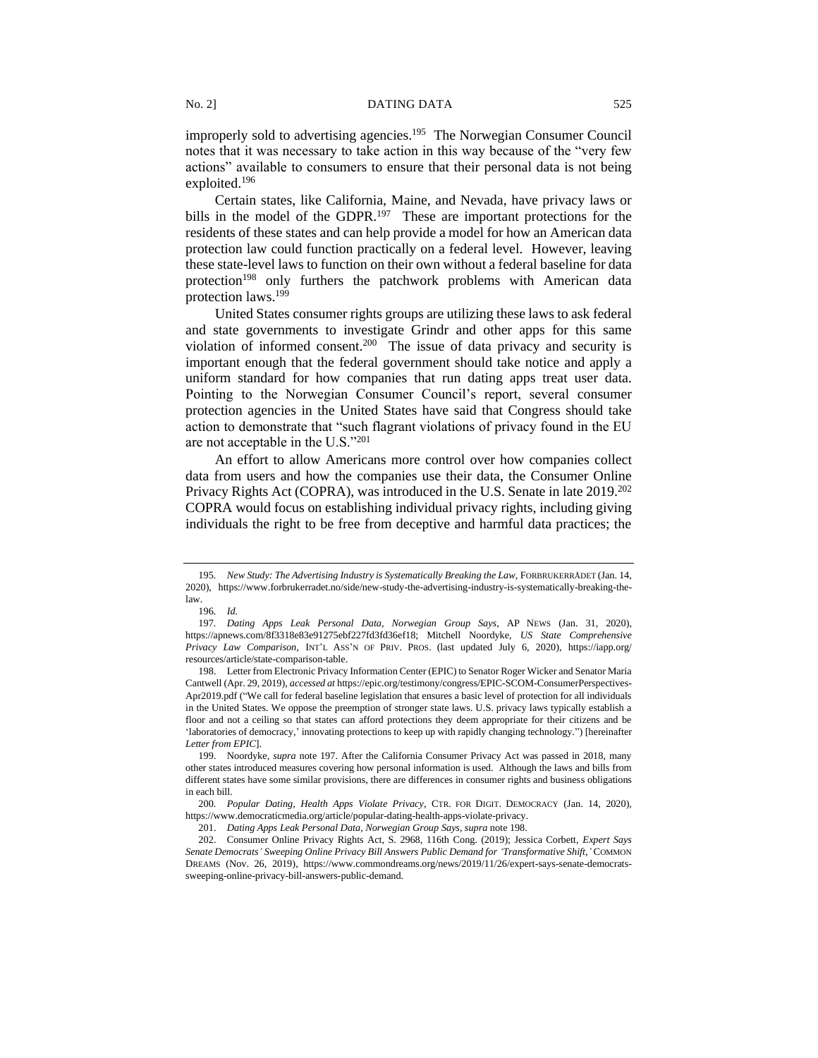improperly sold to advertising agencies.[195] The Norwegian Consumer Council notes that it was necessary to take action in this way because of the "very few actions" available to consumers to ensure that their personal data is not being exploited.[196]

Certain states, like California, Maine, and Nevada, have privacy laws or bills in the model of the GDPR.[197] These are important protections for the residents of these states and can help provide a model for how an American data protection law could function practically on a federal level. However, leaving these state-level laws to function on their own without a federal baseline for data protection[198] only furthers the patchwork problems with American data protection laws.[199]

United States consumer rights groups are utilizing these laws to ask federal and state governments to investigate Grindr and other apps for this same violation of informed consent.[200] The issue of data privacy and security is important enough that the federal government should take notice and apply a uniform standard for how companies that run dating apps treat user data. Pointing to the Norwegian Consumer Council's report, several consumer protection agencies in the United States have said that Congress should take action to demonstrate that "such flagrant violations of privacy found in the EU are not acceptable in the U.S."[201]

An effort to allow Americans more control over how companies collect data from users and how the companies use their data, the Consumer Online Privacy Rights Act (COPRA), was introduced in the U.S. Senate in late 2019.[202] COPRA would focus on establishing individual privacy rights, including giving individuals the right to be free from deceptive and harmful data practices; the

---

195. *New Study: The Advertising Industry is Systematically Breaking the Law*, FORBRUKERRÅDET (Jan. 14, 2020), https://www.forbrukerradet.no/side/new-study-the-advertising-industry-is-systematically-breaking-the-law.

196. *Id.*

197. *Dating Apps Leak Personal Data, Norwegian Group Says*, AP NEWS (Jan. 31, 2020), https://apnews.com/8f3318e83e91275ebf227fd3fd36ef18; Mitchell Noordyke, *US State Comprehensive Privacy Law Comparison*, INT'L ASS'N OF PRIV. PROS. (last updated July 6, 2020), https://iapp.org/resources/article/state-comparison-table.

198. Letter from Electronic Privacy Information Center (EPIC) to Senator Roger Wicker and Senator Maria Cantwell (Apr. 29, 2019), *accessed at* https://epic.org/testimony/congress/EPIC-SCOM-ConsumerPerspectives-Apr2019.pdf ("We call for federal baseline legislation that ensures a basic level of protection for all individuals in the United States. We oppose the preemption of stronger state laws. U.S. privacy laws typically establish a floor and not a ceiling so that states can afford protections they deem appropriate for their citizens and be 'laboratories of democracy,' innovating protections to keep up with rapidly changing technology.") [hereinafter *Letter from EPIC*].

199. Noordyke, *supra* note 197. After the California Consumer Privacy Act was passed in 2018, many other states introduced measures covering how personal information is used. Although the laws and bills from different states have some similar provisions, there are differences in consumer rights and business obligations in each bill.

200. *Popular Dating, Health Apps Violate Privacy*, CTR. FOR DIGIT. DEMOCRACY (Jan. 14, 2020), https://www.democraticmedia.org/article/popular-dating-health-apps-violate-privacy.

201. *Dating Apps Leak Personal Data, Norwegian Group Says*, *supra* note 198.

202. Consumer Online Privacy Rights Act, S. 2968, 116th Cong. (2019); Jessica Corbett, *Expert Says Senate Democrats' Sweeping Online Privacy Bill Answers Public Demand for 'Transformative Shift,'* COMMON DREAMS (Nov. 26, 2019), https://www.commondreams.org/news/2019/11/26/expert-says-senate-democrats-sweeping-online-privacy-bill-answers-public-demand.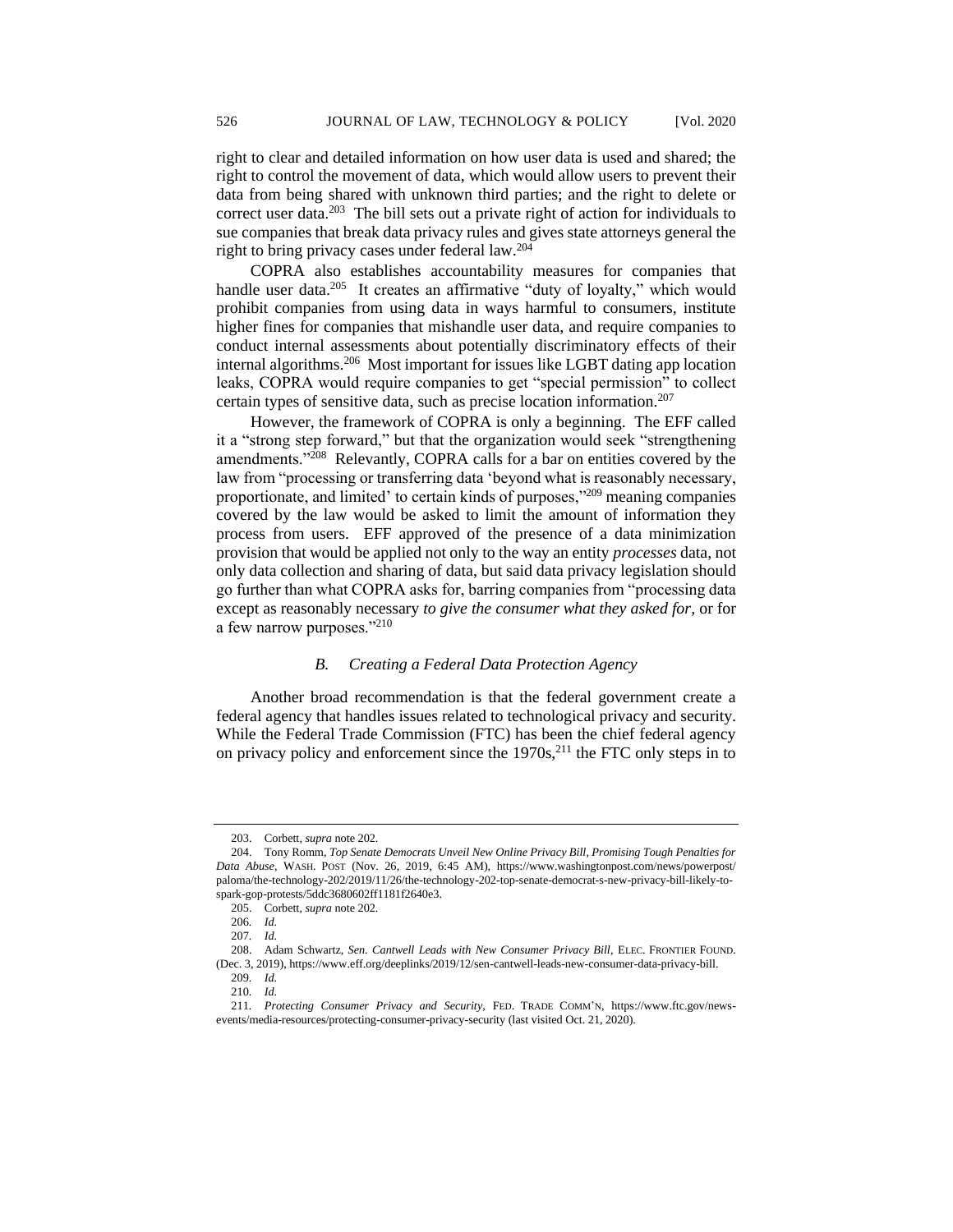right to clear and detailed information on how user data is used and shared; the right to control the movement of data, which would allow users to prevent their data from being shared with unknown third parties; and the right to delete or correct user data.[203] The bill sets out a private right of action for individuals to sue companies that break data privacy rules and gives state attorneys general the right to bring privacy cases under federal law.[204]

COPRA also establishes accountability measures for companies that handle user data.[205] It creates an affirmative "duty of loyalty," which would prohibit companies from using data in ways harmful to consumers, institute higher fines for companies that mishandle user data, and require companies to conduct internal assessments about potentially discriminatory effects of their internal algorithms.[206] Most important for issues like LGBT dating app location leaks, COPRA would require companies to get "special permission" to collect certain types of sensitive data, such as precise location information.[207]

However, the framework of COPRA is only a beginning. The EFF called it a "strong step forward," but that the organization would seek "strengthening amendments."[208] Relevantly, COPRA calls for a bar on entities covered by the law from "processing or transferring data 'beyond what is reasonably necessary, proportionate, and limited' to certain kinds of purposes,"[209] meaning companies covered by the law would be asked to limit the amount of information they process from users. EFF approved of the presence of a data minimization provision that would be applied not only to the way an entity *processes* data, not only data collection and sharing of data, but said data privacy legislation should go further than what COPRA asks for, barring companies from "processing data except as reasonably necessary *to give the consumer what they asked for*, or for a few narrow purposes."[210]

### *B. Creating a Federal Data Protection Agency*

Another broad recommendation is that the federal government create a federal agency that handles issues related to technological privacy and security. While the Federal Trade Commission (FTC) has been the chief federal agency on privacy policy and enforcement since the 1970s,[211] the FTC only steps in to

---

203. Corbett, *supra* note 202.

204. Tony Romm, *Top Senate Democrats Unveil New Online Privacy Bill, Promising Tough Penalties for Data Abuse*, WASH. POST (Nov. 26, 2019, 6:45 AM), https://www.washingtonpost.com/news/powerpost/paloma/the-technology-202/2019/11/26/the-technology-202-top-senate-democrat-s-new-privacy-bill-likely-to-spark-gop-protests/5ddc3680602ff1181f2640e3.

205. Corbett, *supra* note 202.

206. *Id.*

207. *Id.*

208. Adam Schwartz, *Sen. Cantwell Leads with New Consumer Privacy Bill*, ELEC. FRONTIER FOUND. (Dec. 3, 2019), https://www.eff.org/deeplinks/2019/12/sen-cantwell-leads-new-consumer-data-privacy-bill.

209. *Id.*

210. *Id.*

211. *Protecting Consumer Privacy and Security*, FED. TRADE COMM'N, https://www.ftc.gov/news-events/media-resources/protecting-consumer-privacy-security (last visited Oct. 21, 2020).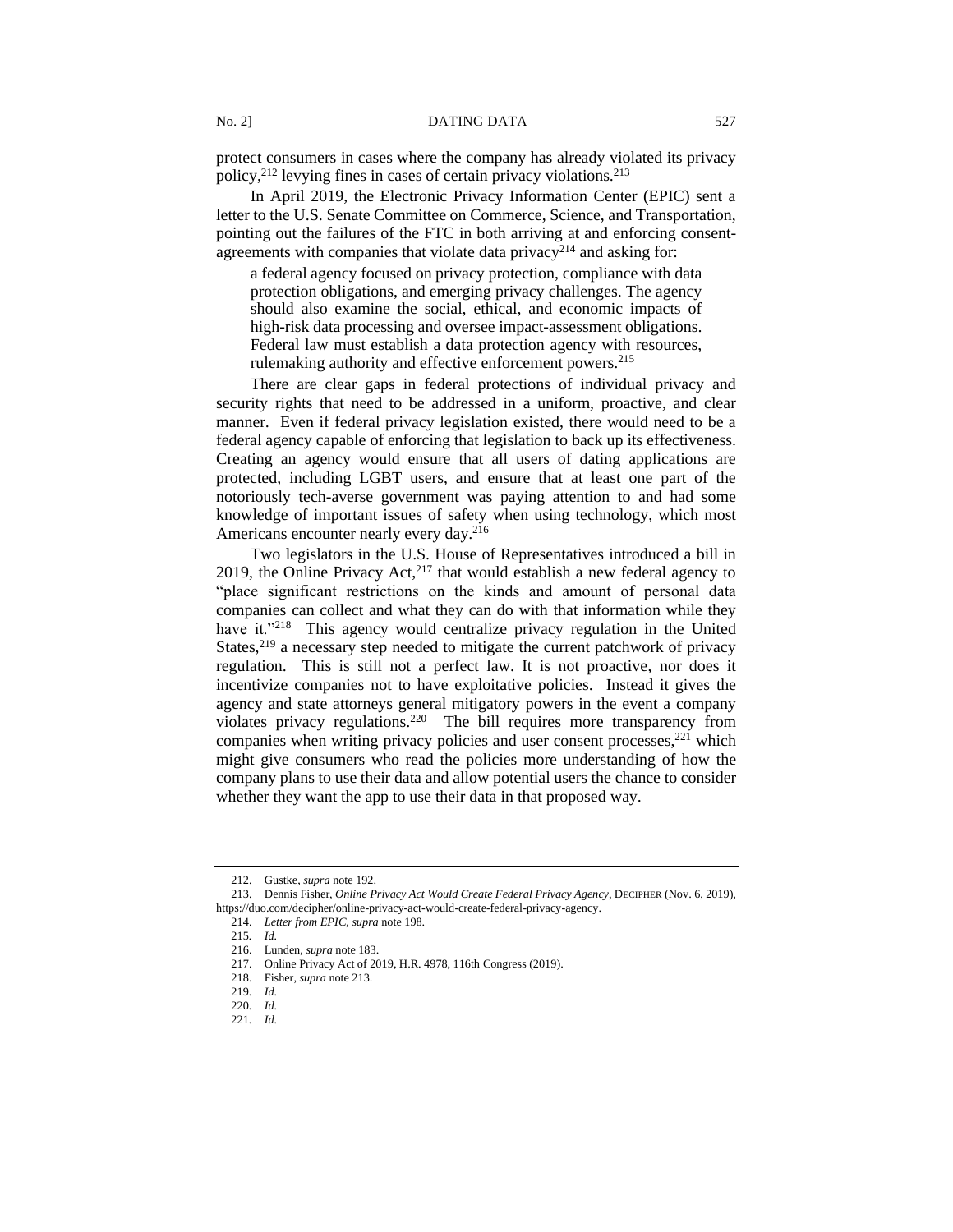protect consumers in cases where the company has already violated its privacy policy,[212] levying fines in cases of certain privacy violations.[213]

In April 2019, the Electronic Privacy Information Center (EPIC) sent a letter to the U.S. Senate Committee on Commerce, Science, and Transportation, pointing out the failures of the FTC in both arriving at and enforcing consent-agreements with companies that violate data privacy[214] and asking for:

> a federal agency focused on privacy protection, compliance with data protection obligations, and emerging privacy challenges. The agency should also examine the social, ethical, and economic impacts of high-risk data processing and oversee impact-assessment obligations. Federal law must establish a data protection agency with resources, rulemaking authority and effective enforcement powers.[215]

There are clear gaps in federal protections of individual privacy and security rights that need to be addressed in a uniform, proactive, and clear manner. Even if federal privacy legislation existed, there would need to be a federal agency capable of enforcing that legislation to back up its effectiveness. Creating an agency would ensure that all users of dating applications are protected, including LGBT users, and ensure that at least one part of the notoriously tech-averse government was paying attention to and had some knowledge of important issues of safety when using technology, which most Americans encounter nearly every day.[216]

Two legislators in the U.S. House of Representatives introduced a bill in 2019, the Online Privacy Act,[217] that would establish a new federal agency to "place significant restrictions on the kinds and amount of personal data companies can collect and what they can do with that information while they have it."[218] This agency would centralize privacy regulation in the United States,[219] a necessary step needed to mitigate the current patchwork of privacy regulation. This is still not a perfect law. It is not proactive, nor does it incentivize companies not to have exploitative policies. Instead it gives the agency and state attorneys general mitigatory powers in the event a company violates privacy regulations.[220] The bill requires more transparency from companies when writing privacy policies and user consent processes,[221] which might give consumers who read the policies more understanding of how the company plans to use their data and allow potential users the chance to consider whether they want the app to use their data in that proposed way.

---

212. Gustke, *supra* note 192.

213. Dennis Fisher, *Online Privacy Act Would Create Federal Privacy Agency*, DECIPHER (Nov. 6, 2019), https://duo.com/decipher/online-privacy-act-would-create-federal-privacy-agency.

214. *Letter from EPIC*, *supra* note 198.

215. *Id.*

216. Lunden, *supra* note 183.

217. Online Privacy Act of 2019, H.R. 4978, 116th Congress (2019).

218. Fisher, *supra* note 213.

219. *Id.*

220. *Id.*

221. *Id.*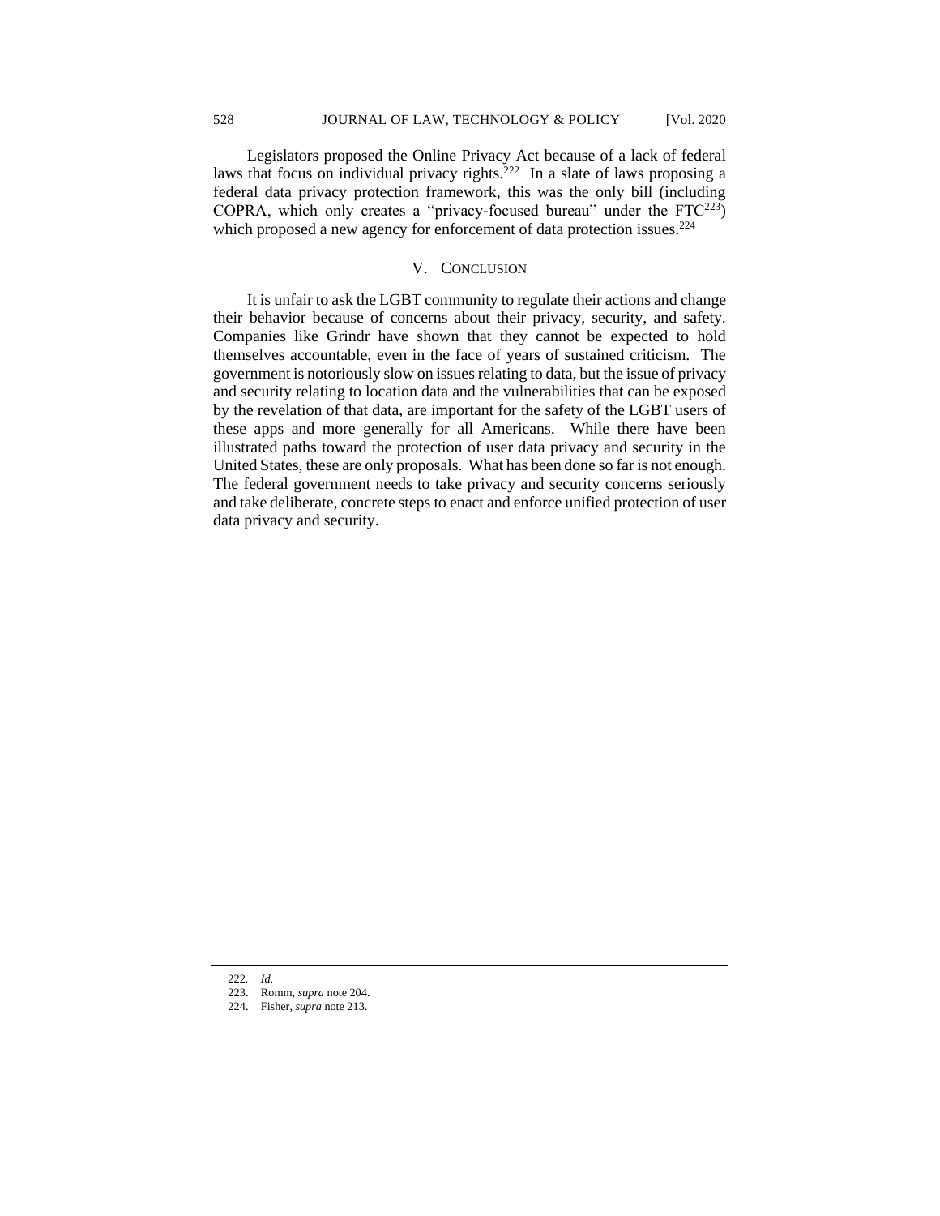Legislators proposed the Online Privacy Act because of a lack of federal laws that focus on individual privacy rights.[222] In a slate of laws proposing a federal data privacy protection framework, this was the only bill (including COPRA, which only creates a "privacy-focused bureau" under the FTC[223]) which proposed a new agency for enforcement of data protection issues.[224]

## V. Conclusion

It is unfair to ask the LGBT community to regulate their actions and change their behavior because of concerns about their privacy, security, and safety. Companies like Grindr have shown that they cannot be expected to hold themselves accountable, even in the face of years of sustained criticism. The government is notoriously slow on issues relating to data, but the issue of privacy and security relating to location data and the vulnerabilities that can be exposed by the revelation of that data, are important for the safety of the LGBT users of these apps and more generally for all Americans. While there have been illustrated paths toward the protection of user data privacy and security in the United States, these are only proposals. What has been done so far is not enough. The federal government needs to take privacy and security concerns seriously and take deliberate, concrete steps to enact and enforce unified protection of user data privacy and security.

---

222. *Id.*

223. Romm, *supra* note 204.

224. Fisher, *supra* note 213.